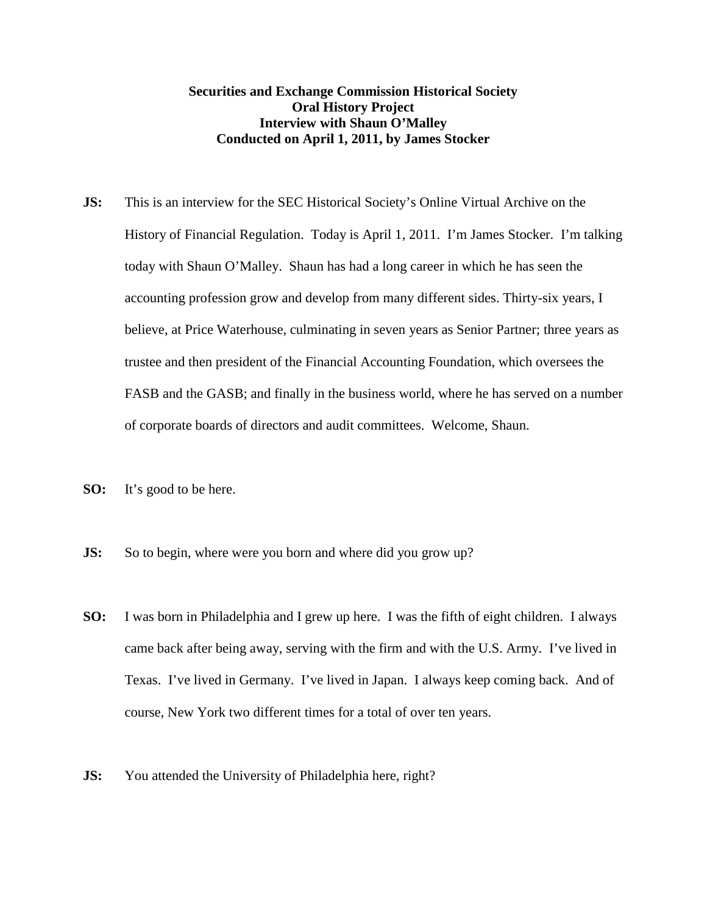**Securities and Exchange Commission Historical Society**
**Oral History Project**
**Interview with Shaun O'Malley**
**Conducted on April 1, 2011, by James Stocker**

**JS:** This is an interview for the SEC Historical Society's Online Virtual Archive on the History of Financial Regulation. Today is April 1, 2011. I'm James Stocker. I'm talking today with Shaun O'Malley. Shaun has had a long career in which he has seen the accounting profession grow and develop from many different sides. Thirty-six years, I believe, at Price Waterhouse, culminating in seven years as Senior Partner; three years as trustee and then president of the Financial Accounting Foundation, which oversees the FASB and the GASB; and finally in the business world, where he has served on a number of corporate boards of directors and audit committees. Welcome, Shaun.

**SO:** It's good to be here.

**JS:** So to begin, where were you born and where did you grow up?

**SO:** I was born in Philadelphia and I grew up here. I was the fifth of eight children. I always came back after being away, serving with the firm and with the U.S. Army. I've lived in Texas. I've lived in Germany. I've lived in Japan. I always keep coming back. And of course, New York two different times for a total of over ten years.

**JS:** You attended the University of Philadelphia here, right?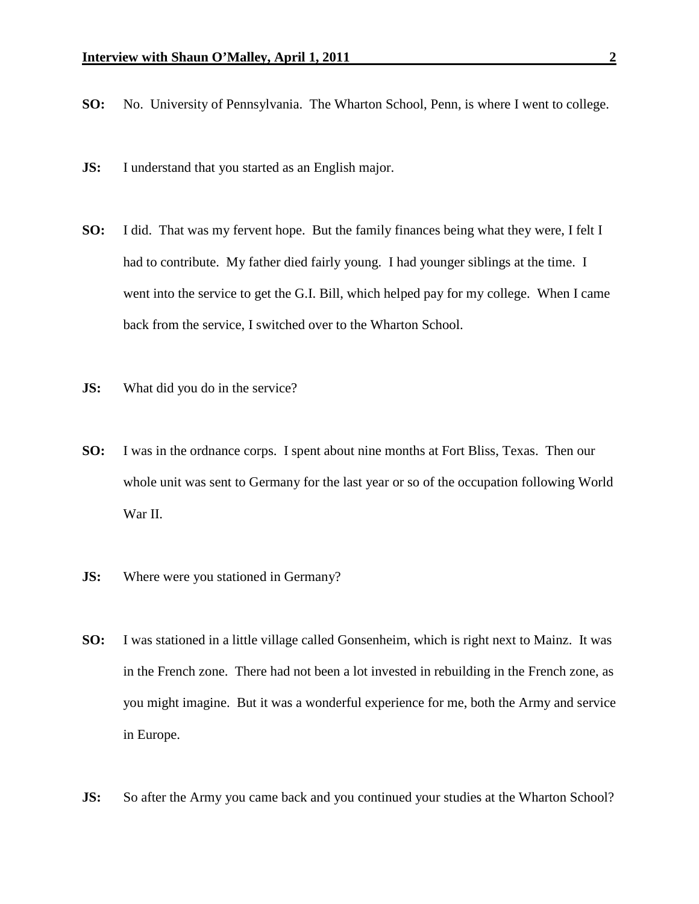**SO:** No. University of Pennsylvania. The Wharton School, Penn, is where I went to college.

**JS:** I understand that you started as an English major.

**SO:** I did. That was my fervent hope. But the family finances being what they were, I felt I had to contribute. My father died fairly young. I had younger siblings at the time. I went into the service to get the G.I. Bill, which helped pay for my college. When I came back from the service, I switched over to the Wharton School.

**JS:** What did you do in the service?

**SO:** I was in the ordnance corps. I spent about nine months at Fort Bliss, Texas. Then our whole unit was sent to Germany for the last year or so of the occupation following World War II.

**JS:** Where were you stationed in Germany?

**SO:** I was stationed in a little village called Gonsenheim, which is right next to Mainz. It was in the French zone. There had not been a lot invested in rebuilding in the French zone, as you might imagine. But it was a wonderful experience for me, both the Army and service in Europe.

**JS:** So after the Army you came back and you continued your studies at the Wharton School?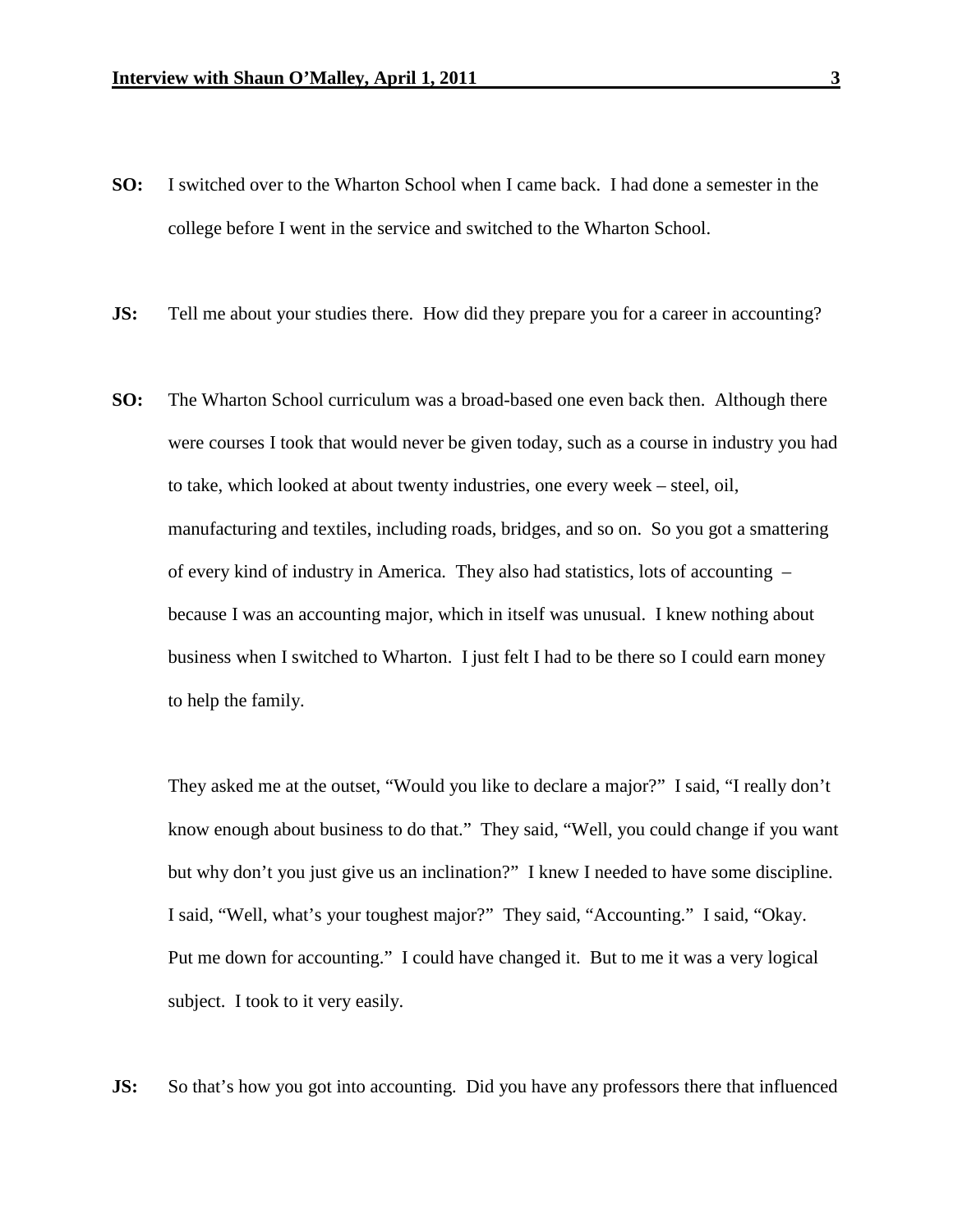**SO:** I switched over to the Wharton School when I came back. I had done a semester in the college before I went in the service and switched to the Wharton School.

**JS:** Tell me about your studies there. How did they prepare you for a career in accounting?

**SO:** The Wharton School curriculum was a broad-based one even back then. Although there were courses I took that would never be given today, such as a course in industry you had to take, which looked at about twenty industries, one every week – steel, oil, manufacturing and textiles, including roads, bridges, and so on. So you got a smattering of every kind of industry in America. They also had statistics, lots of accounting – because I was an accounting major, which in itself was unusual. I knew nothing about business when I switched to Wharton. I just felt I had to be there so I could earn money to help the family.

They asked me at the outset, "Would you like to declare a major?" I said, "I really don't know enough about business to do that." They said, "Well, you could change if you want but why don't you just give us an inclination?" I knew I needed to have some discipline. I said, "Well, what's your toughest major?" They said, "Accounting." I said, "Okay. Put me down for accounting." I could have changed it. But to me it was a very logical subject. I took to it very easily.

**JS:** So that's how you got into accounting. Did you have any professors there that influenced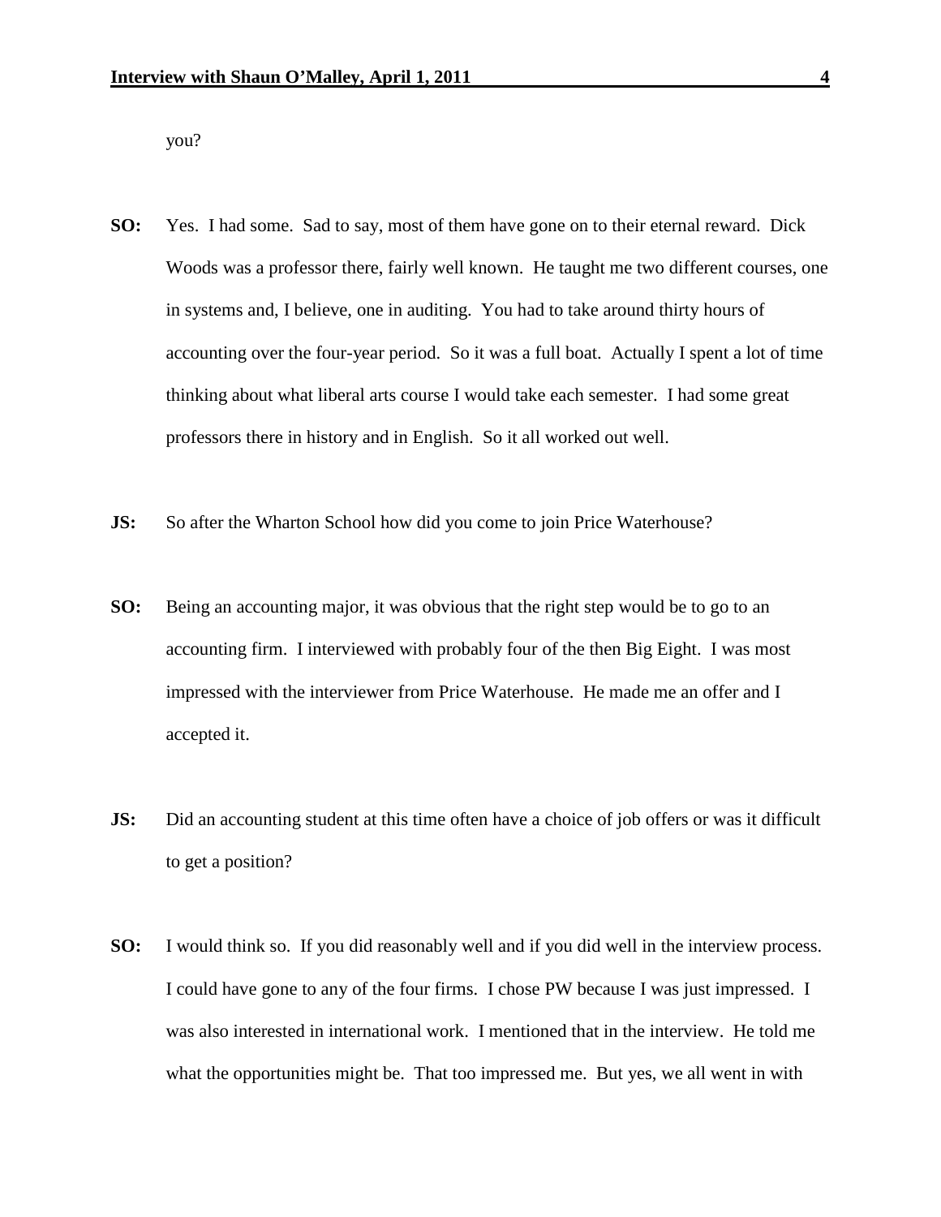you?

**SO:** Yes. I had some. Sad to say, most of them have gone on to their eternal reward. Dick Woods was a professor there, fairly well known. He taught me two different courses, one in systems and, I believe, one in auditing. You had to take around thirty hours of accounting over the four-year period. So it was a full boat. Actually I spent a lot of time thinking about what liberal arts course I would take each semester. I had some great professors there in history and in English. So it all worked out well.

**JS:** So after the Wharton School how did you come to join Price Waterhouse?

**SO:** Being an accounting major, it was obvious that the right step would be to go to an accounting firm. I interviewed with probably four of the then Big Eight. I was most impressed with the interviewer from Price Waterhouse. He made me an offer and I accepted it.

**JS:** Did an accounting student at this time often have a choice of job offers or was it difficult to get a position?

**SO:** I would think so. If you did reasonably well and if you did well in the interview process. I could have gone to any of the four firms. I chose PW because I was just impressed. I was also interested in international work. I mentioned that in the interview. He told me what the opportunities might be. That too impressed me. But yes, we all went in with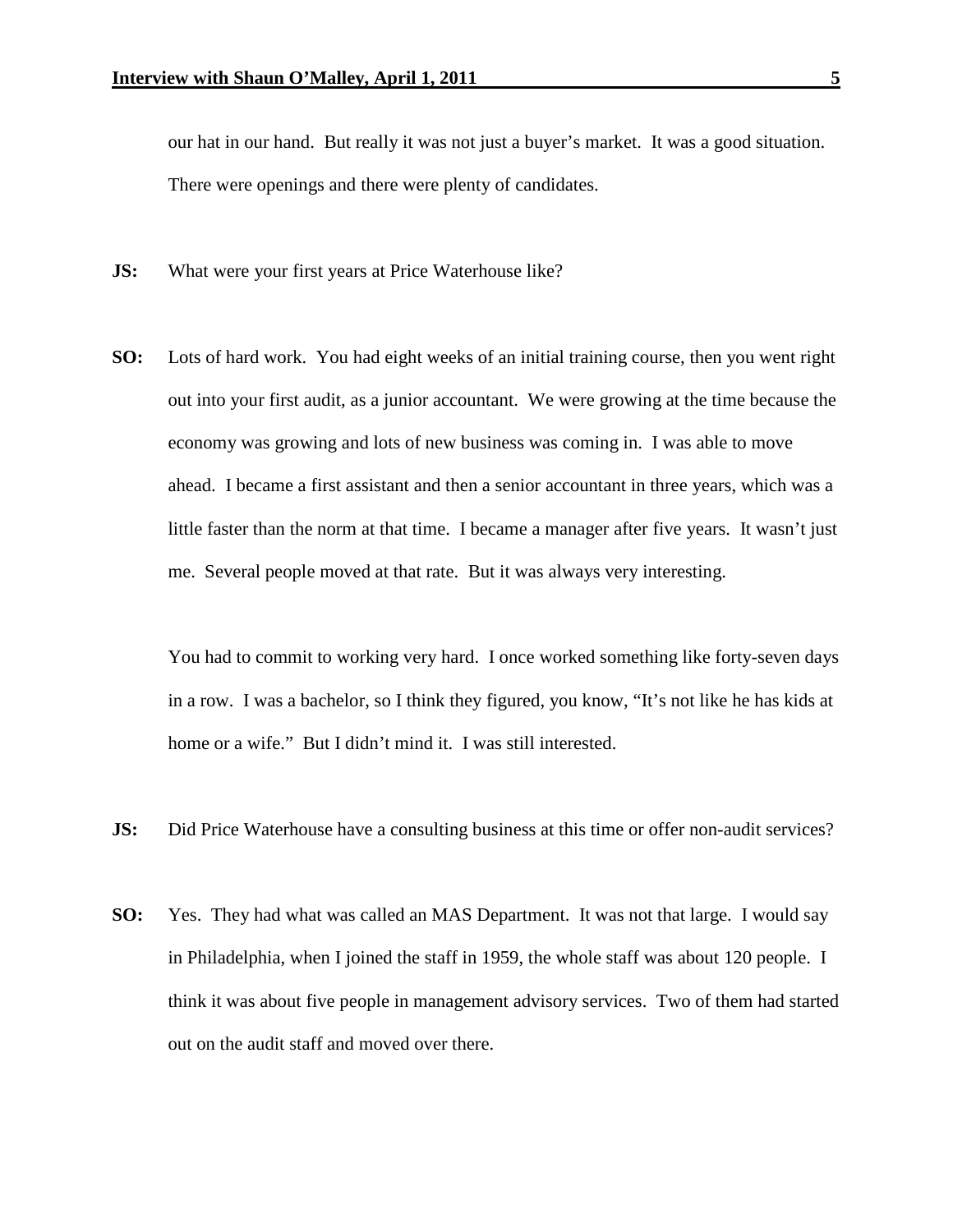our hat in our hand. But really it was not just a buyer's market. It was a good situation. There were openings and there were plenty of candidates.

**JS:** What were your first years at Price Waterhouse like?

**SO:** Lots of hard work. You had eight weeks of an initial training course, then you went right out into your first audit, as a junior accountant. We were growing at the time because the economy was growing and lots of new business was coming in. I was able to move ahead. I became a first assistant and then a senior accountant in three years, which was a little faster than the norm at that time. I became a manager after five years. It wasn't just me. Several people moved at that rate. But it was always very interesting.

You had to commit to working very hard. I once worked something like forty-seven days in a row. I was a bachelor, so I think they figured, you know, "It's not like he has kids at home or a wife." But I didn't mind it. I was still interested.

**JS:** Did Price Waterhouse have a consulting business at this time or offer non-audit services?

**SO:** Yes. They had what was called an MAS Department. It was not that large. I would say in Philadelphia, when I joined the staff in 1959, the whole staff was about 120 people. I think it was about five people in management advisory services. Two of them had started out on the audit staff and moved over there.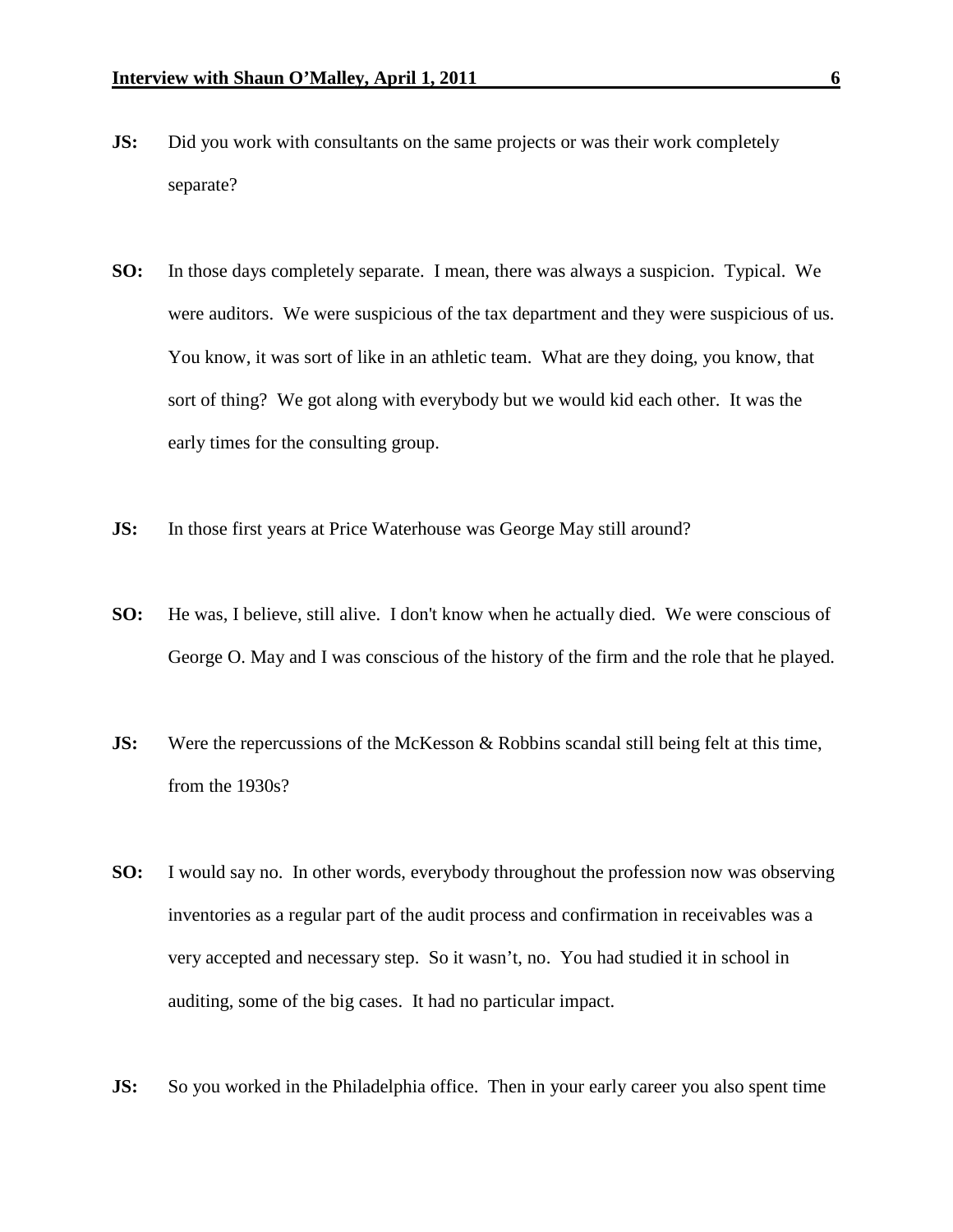**JS:** Did you work with consultants on the same projects or was their work completely separate?

**SO:** In those days completely separate. I mean, there was always a suspicion. Typical. We were auditors. We were suspicious of the tax department and they were suspicious of us. You know, it was sort of like in an athletic team. What are they doing, you know, that sort of thing? We got along with everybody but we would kid each other. It was the early times for the consulting group.

**JS:** In those first years at Price Waterhouse was George May still around?

**SO:** He was, I believe, still alive. I don't know when he actually died. We were conscious of George O. May and I was conscious of the history of the firm and the role that he played.

**JS:** Were the repercussions of the McKesson & Robbins scandal still being felt at this time, from the 1930s?

**SO:** I would say no. In other words, everybody throughout the profession now was observing inventories as a regular part of the audit process and confirmation in receivables was a very accepted and necessary step. So it wasn't, no. You had studied it in school in auditing, some of the big cases. It had no particular impact.

**JS:** So you worked in the Philadelphia office. Then in your early career you also spent time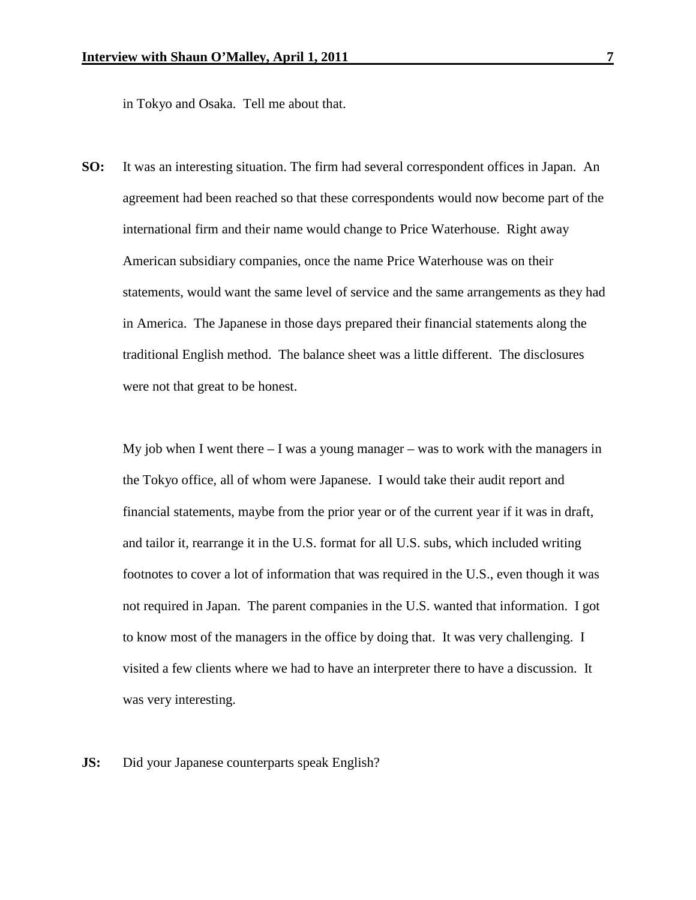in Tokyo and Osaka. Tell me about that.

**SO:** It was an interesting situation. The firm had several correspondent offices in Japan. An agreement had been reached so that these correspondents would now become part of the international firm and their name would change to Price Waterhouse. Right away American subsidiary companies, once the name Price Waterhouse was on their statements, would want the same level of service and the same arrangements as they had in America. The Japanese in those days prepared their financial statements along the traditional English method. The balance sheet was a little different. The disclosures were not that great to be honest.

My job when I went there – I was a young manager – was to work with the managers in the Tokyo office, all of whom were Japanese. I would take their audit report and financial statements, maybe from the prior year or of the current year if it was in draft, and tailor it, rearrange it in the U.S. format for all U.S. subs, which included writing footnotes to cover a lot of information that was required in the U.S., even though it was not required in Japan. The parent companies in the U.S. wanted that information. I got to know most of the managers in the office by doing that. It was very challenging. I visited a few clients where we had to have an interpreter there to have a discussion. It was very interesting.

**JS:** Did your Japanese counterparts speak English?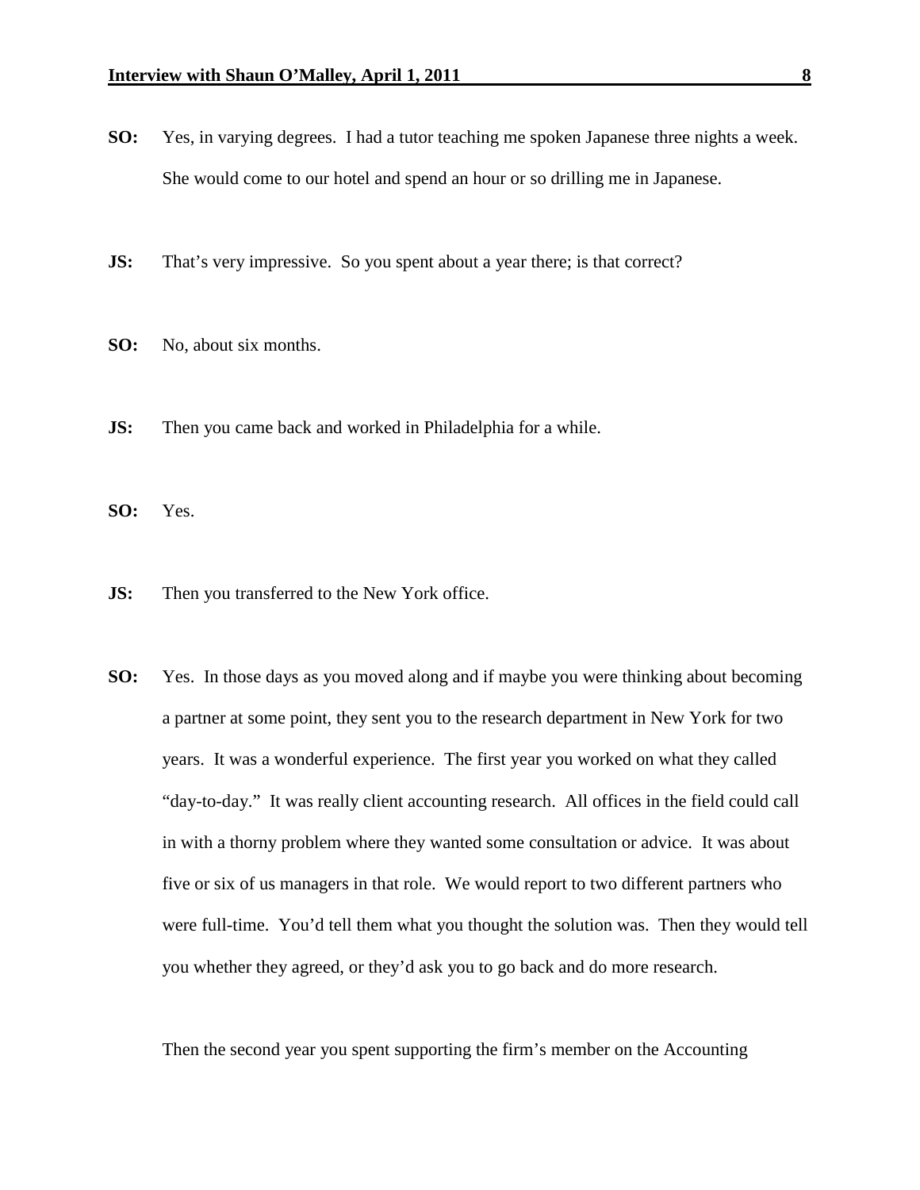**SO:** Yes, in varying degrees. I had a tutor teaching me spoken Japanese three nights a week. She would come to our hotel and spend an hour or so drilling me in Japanese.

**JS:** That's very impressive. So you spent about a year there; is that correct?

**SO:** No, about six months.

**JS:** Then you came back and worked in Philadelphia for a while.

**SO:** Yes.

**JS:** Then you transferred to the New York office.

**SO:** Yes. In those days as you moved along and if maybe you were thinking about becoming a partner at some point, they sent you to the research department in New York for two years. It was a wonderful experience. The first year you worked on what they called "day-to-day." It was really client accounting research. All offices in the field could call in with a thorny problem where they wanted some consultation or advice. It was about five or six of us managers in that role. We would report to two different partners who were full-time. You'd tell them what you thought the solution was. Then they would tell you whether they agreed, or they'd ask you to go back and do more research.

Then the second year you spent supporting the firm's member on the Accounting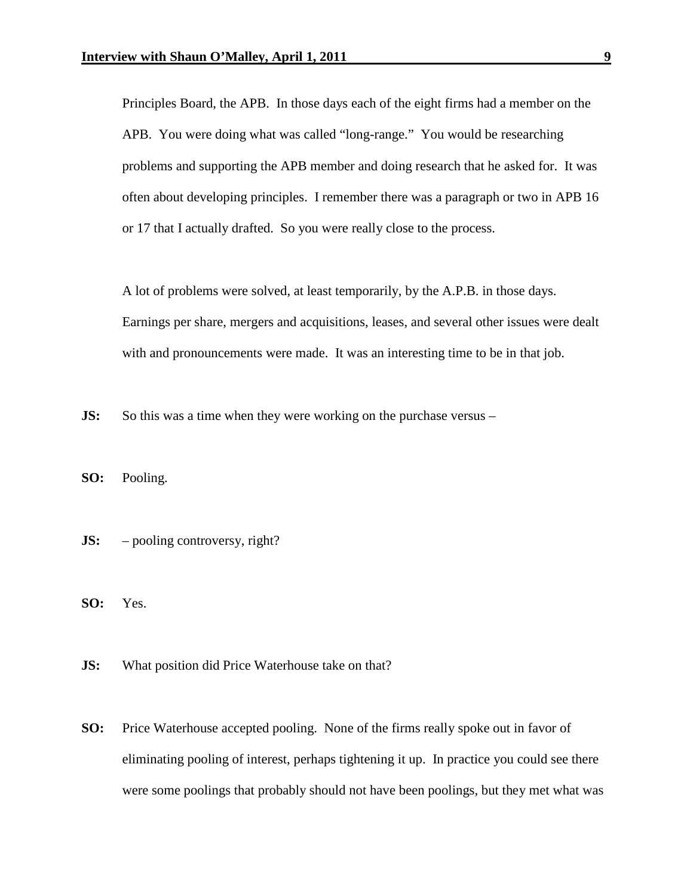Principles Board, the APB. In those days each of the eight firms had a member on the APB. You were doing what was called "long-range." You would be researching problems and supporting the APB member and doing research that he asked for. It was often about developing principles. I remember there was a paragraph or two in APB 16 or 17 that I actually drafted. So you were really close to the process.

A lot of problems were solved, at least temporarily, by the A.P.B. in those days. Earnings per share, mergers and acquisitions, leases, and several other issues were dealt with and pronouncements were made. It was an interesting time to be in that job.

**JS:** So this was a time when they were working on the purchase versus –

**SO:** Pooling.

**JS:** – pooling controversy, right?

**SO:** Yes.

**JS:** What position did Price Waterhouse take on that?

**SO:** Price Waterhouse accepted pooling. None of the firms really spoke out in favor of eliminating pooling of interest, perhaps tightening it up. In practice you could see there were some poolings that probably should not have been poolings, but they met what was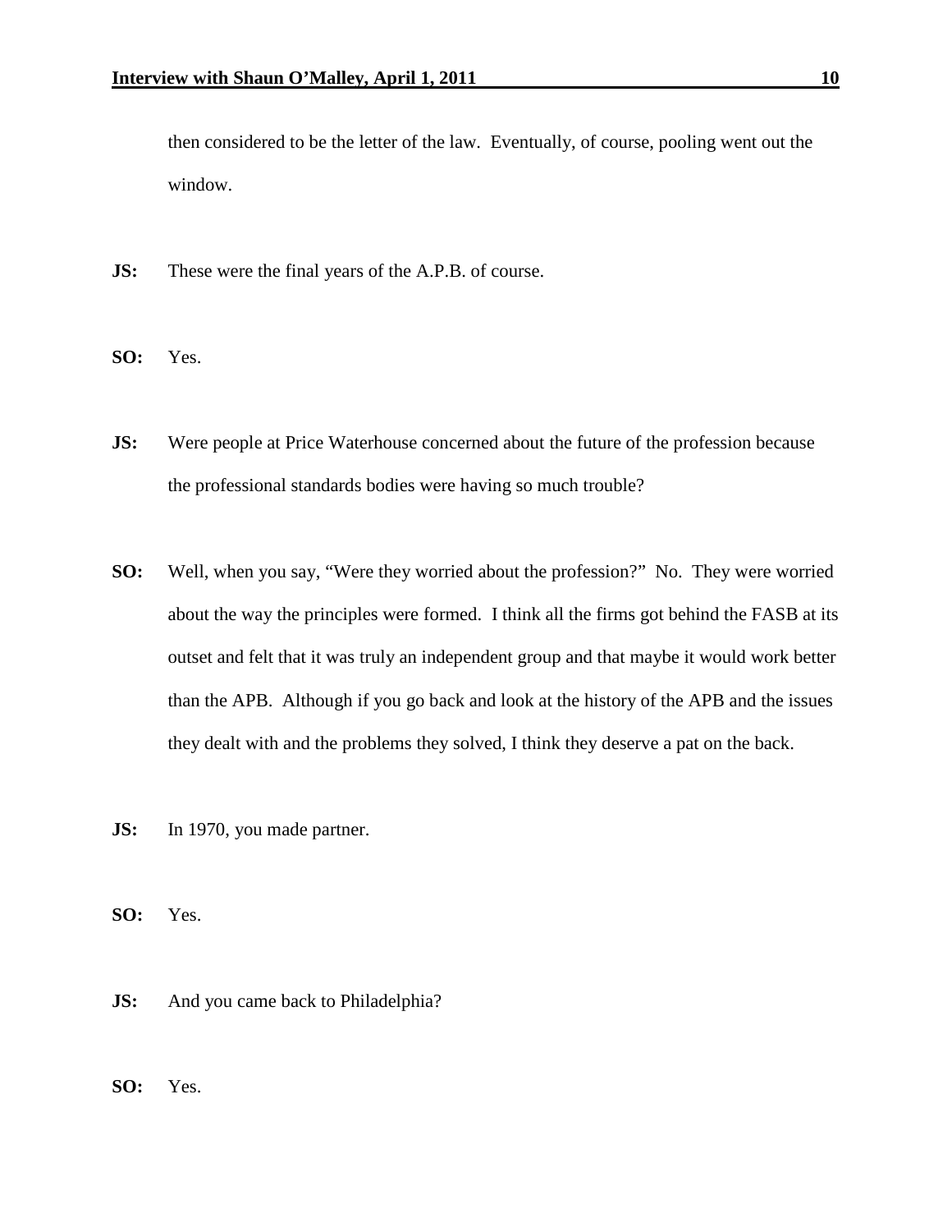then considered to be the letter of the law. Eventually, of course, pooling went out the window.

**JS:** These were the final years of the A.P.B. of course.

**SO:** Yes.

**JS:** Were people at Price Waterhouse concerned about the future of the profession because the professional standards bodies were having so much trouble?

**SO:** Well, when you say, "Were they worried about the profession?" No. They were worried about the way the principles were formed. I think all the firms got behind the FASB at its outset and felt that it was truly an independent group and that maybe it would work better than the APB. Although if you go back and look at the history of the APB and the issues they dealt with and the problems they solved, I think they deserve a pat on the back.

**JS:** In 1970, you made partner.

**SO:** Yes.

**JS:** And you came back to Philadelphia?

**SO:** Yes.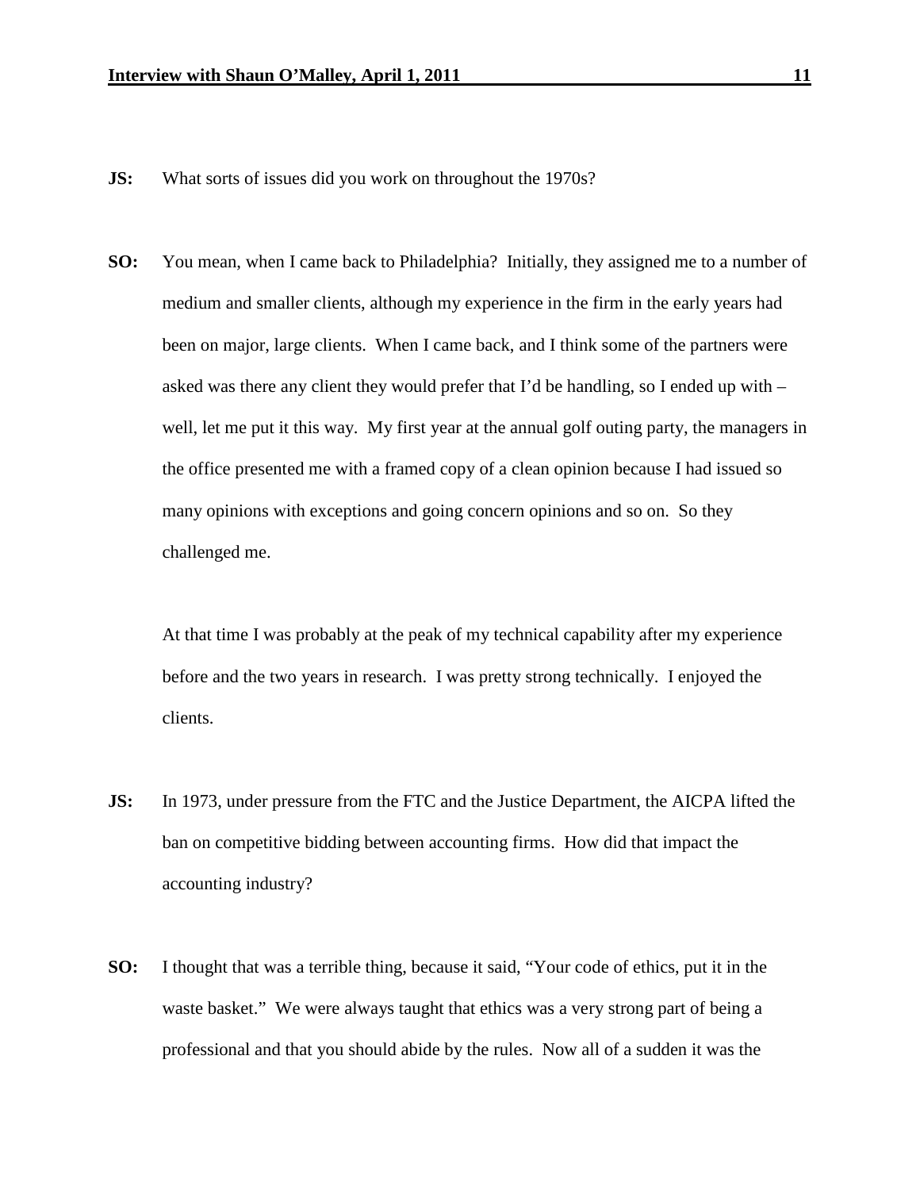**JS:** What sorts of issues did you work on throughout the 1970s?

**SO:** You mean, when I came back to Philadelphia? Initially, they assigned me to a number of medium and smaller clients, although my experience in the firm in the early years had been on major, large clients. When I came back, and I think some of the partners were asked was there any client they would prefer that I'd be handling, so I ended up with – well, let me put it this way. My first year at the annual golf outing party, the managers in the office presented me with a framed copy of a clean opinion because I had issued so many opinions with exceptions and going concern opinions and so on. So they challenged me.

At that time I was probably at the peak of my technical capability after my experience before and the two years in research. I was pretty strong technically. I enjoyed the clients.

**JS:** In 1973, under pressure from the FTC and the Justice Department, the AICPA lifted the ban on competitive bidding between accounting firms. How did that impact the accounting industry?

**SO:** I thought that was a terrible thing, because it said, "Your code of ethics, put it in the waste basket." We were always taught that ethics was a very strong part of being a professional and that you should abide by the rules. Now all of a sudden it was the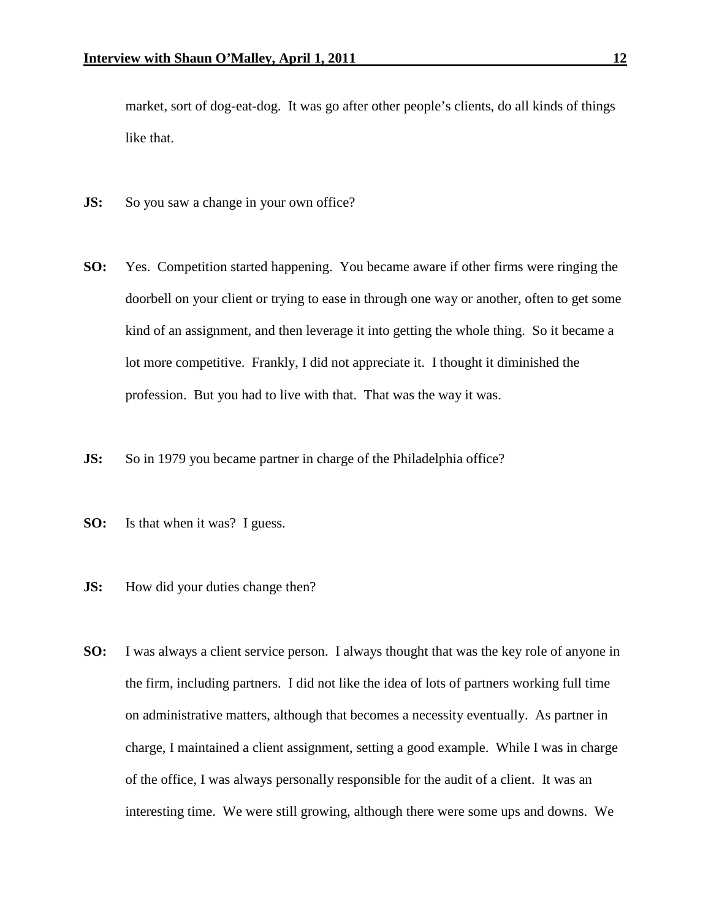market, sort of dog-eat-dog. It was go after other people's clients, do all kinds of things like that.

**JS:** So you saw a change in your own office?

**SO:** Yes. Competition started happening. You became aware if other firms were ringing the doorbell on your client or trying to ease in through one way or another, often to get some kind of an assignment, and then leverage it into getting the whole thing. So it became a lot more competitive. Frankly, I did not appreciate it. I thought it diminished the profession. But you had to live with that. That was the way it was.

**JS:** So in 1979 you became partner in charge of the Philadelphia office?

**SO:** Is that when it was? I guess.

**JS:** How did your duties change then?

**SO:** I was always a client service person. I always thought that was the key role of anyone in the firm, including partners. I did not like the idea of lots of partners working full time on administrative matters, although that becomes a necessity eventually. As partner in charge, I maintained a client assignment, setting a good example. While I was in charge of the office, I was always personally responsible for the audit of a client. It was an interesting time. We were still growing, although there were some ups and downs. We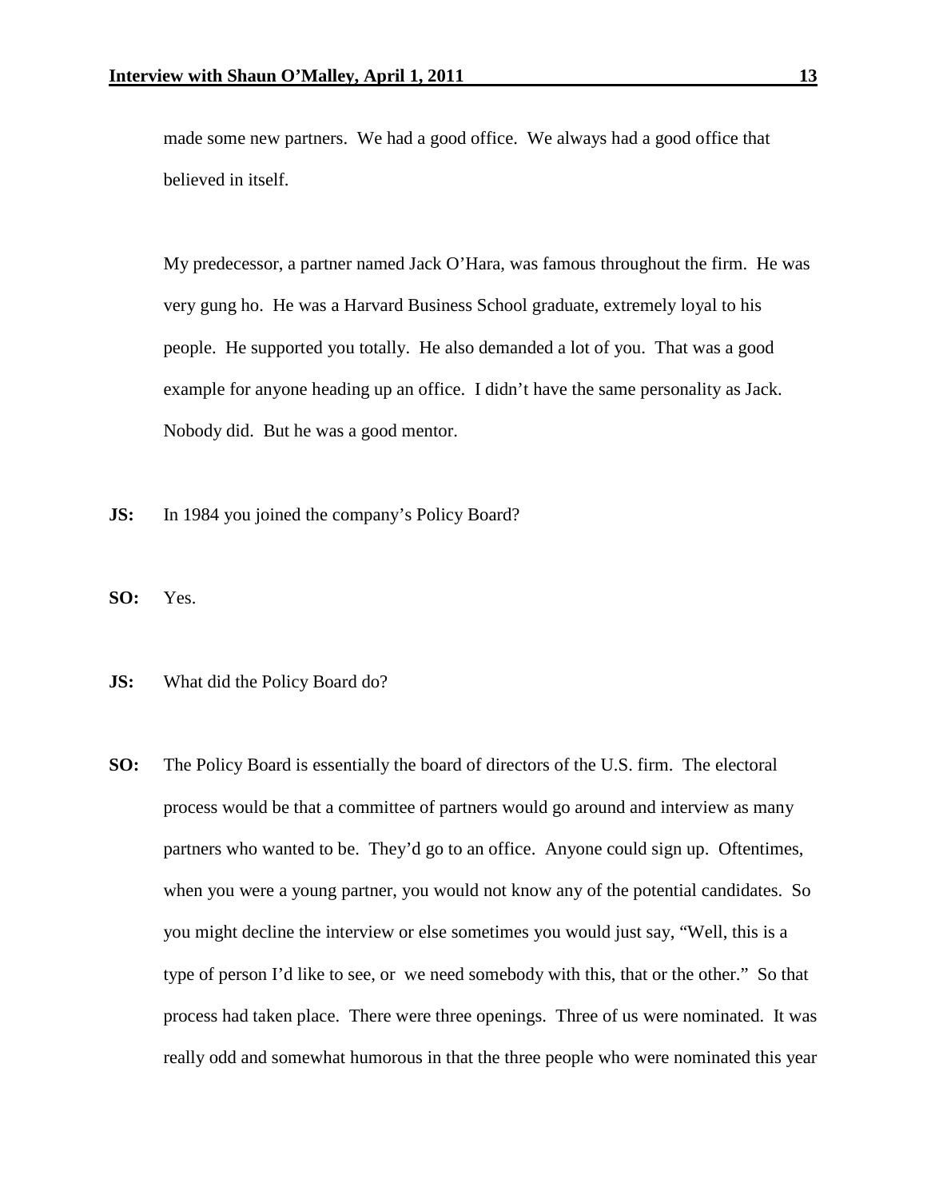made some new partners. We had a good office. We always had a good office that believed in itself.

My predecessor, a partner named Jack O'Hara, was famous throughout the firm. He was very gung ho. He was a Harvard Business School graduate, extremely loyal to his people. He supported you totally. He also demanded a lot of you. That was a good example for anyone heading up an office. I didn't have the same personality as Jack. Nobody did. But he was a good mentor.

**JS:** In 1984 you joined the company's Policy Board?

**SO:** Yes.

**JS:** What did the Policy Board do?

**SO:** The Policy Board is essentially the board of directors of the U.S. firm. The electoral process would be that a committee of partners would go around and interview as many partners who wanted to be. They'd go to an office. Anyone could sign up. Oftentimes, when you were a young partner, you would not know any of the potential candidates. So you might decline the interview or else sometimes you would just say, "Well, this is a type of person I'd like to see, or we need somebody with this, that or the other." So that process had taken place. There were three openings. Three of us were nominated. It was really odd and somewhat humorous in that the three people who were nominated this year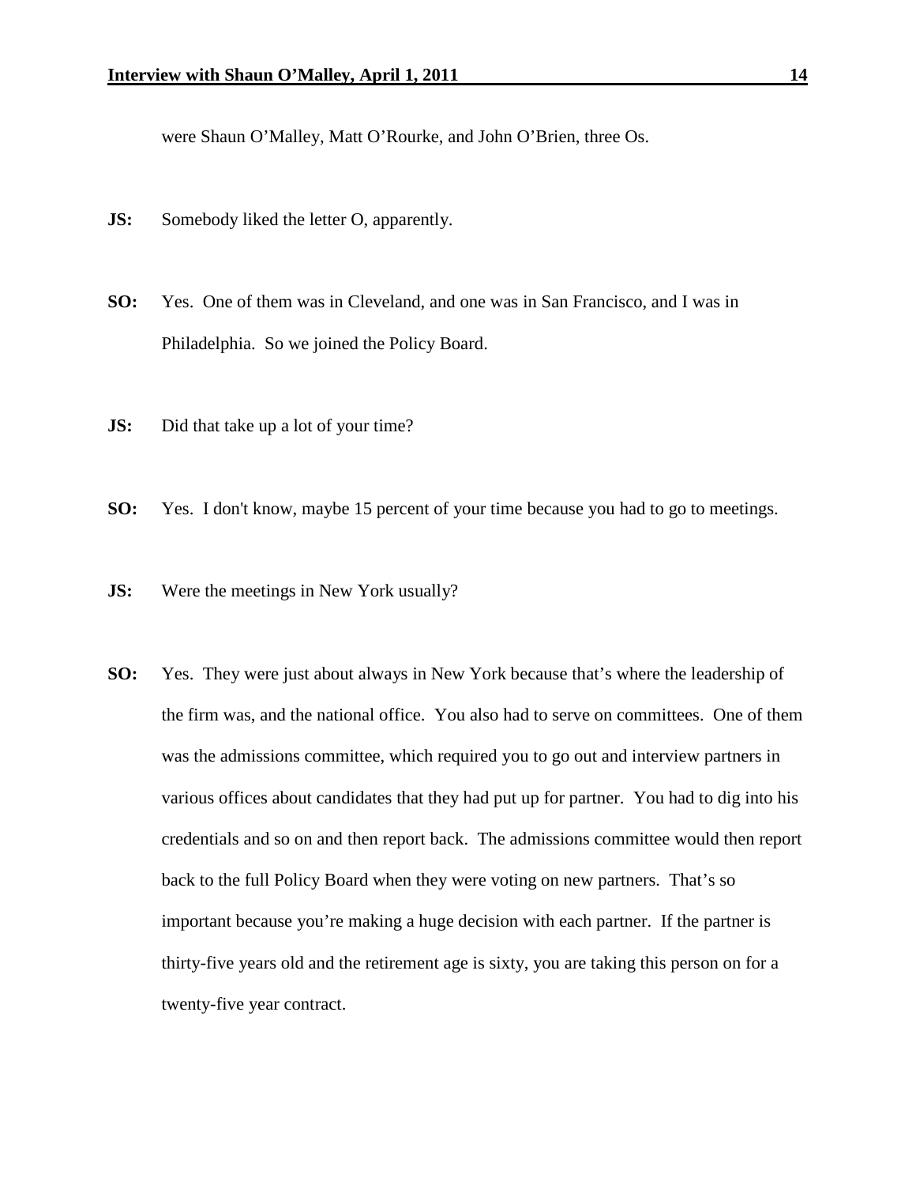were Shaun O'Malley, Matt O'Rourke, and John O'Brien, three Os.

**JS:** Somebody liked the letter O, apparently.

**SO:** Yes. One of them was in Cleveland, and one was in San Francisco, and I was in Philadelphia. So we joined the Policy Board.

**JS:** Did that take up a lot of your time?

**SO:** Yes. I don't know, maybe 15 percent of your time because you had to go to meetings.

**JS:** Were the meetings in New York usually?

**SO:** Yes. They were just about always in New York because that's where the leadership of the firm was, and the national office. You also had to serve on committees. One of them was the admissions committee, which required you to go out and interview partners in various offices about candidates that they had put up for partner. You had to dig into his credentials and so on and then report back. The admissions committee would then report back to the full Policy Board when they were voting on new partners. That's so important because you're making a huge decision with each partner. If the partner is thirty-five years old and the retirement age is sixty, you are taking this person on for a twenty-five year contract.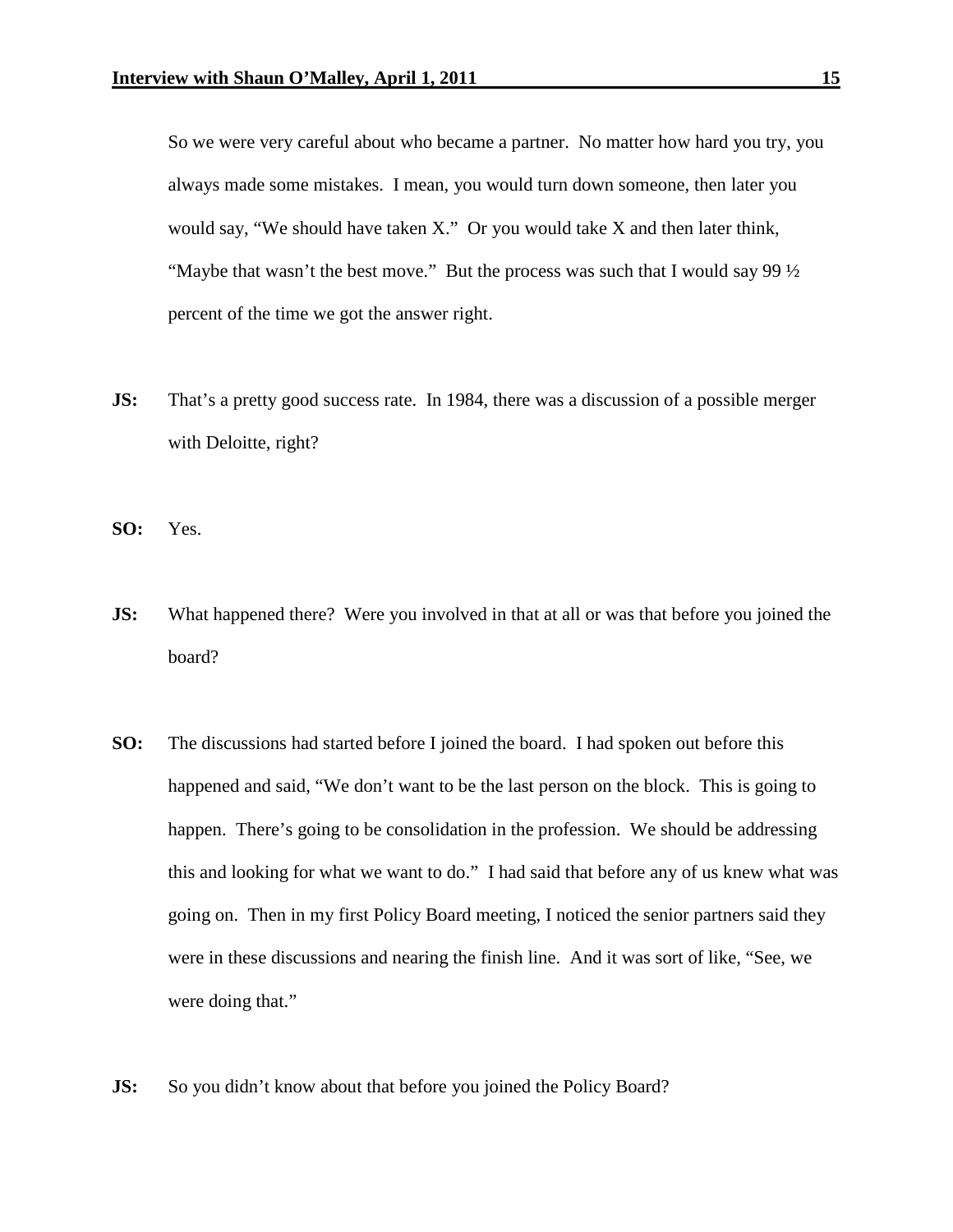So we were very careful about who became a partner. No matter how hard you try, you always made some mistakes. I mean, you would turn down someone, then later you would say, "We should have taken X." Or you would take X and then later think, "Maybe that wasn't the best move." But the process was such that I would say 99 ½ percent of the time we got the answer right.

**JS:** That's a pretty good success rate. In 1984, there was a discussion of a possible merger with Deloitte, right?

**SO:** Yes.

**JS:** What happened there? Were you involved in that at all or was that before you joined the board?

**SO:** The discussions had started before I joined the board. I had spoken out before this happened and said, "We don't want to be the last person on the block. This is going to happen. There's going to be consolidation in the profession. We should be addressing this and looking for what we want to do." I had said that before any of us knew what was going on. Then in my first Policy Board meeting, I noticed the senior partners said they were in these discussions and nearing the finish line. And it was sort of like, "See, we were doing that."

**JS:** So you didn't know about that before you joined the Policy Board?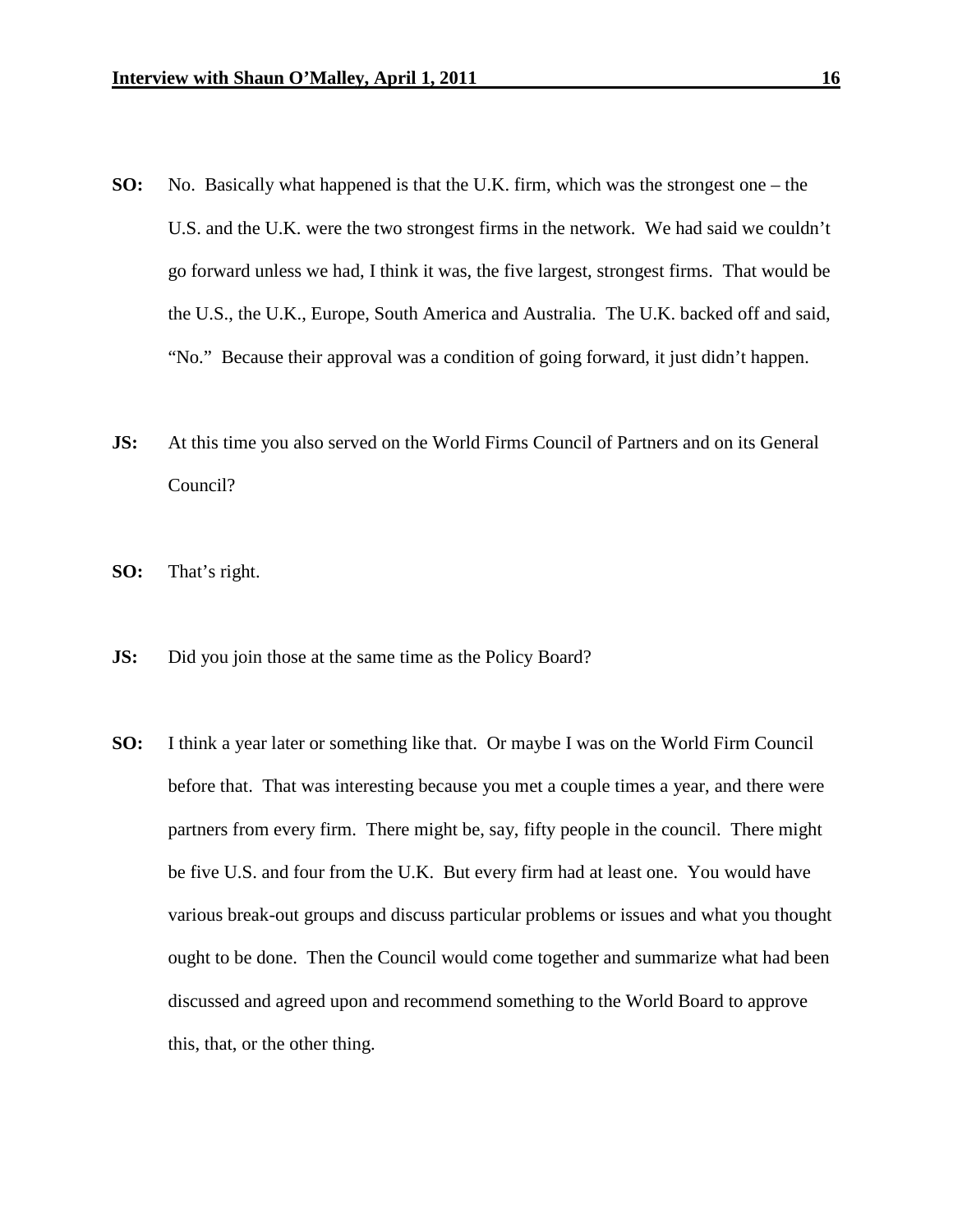**SO:** No. Basically what happened is that the U.K. firm, which was the strongest one – the U.S. and the U.K. were the two strongest firms in the network. We had said we couldn't go forward unless we had, I think it was, the five largest, strongest firms. That would be the U.S., the U.K., Europe, South America and Australia. The U.K. backed off and said, "No." Because their approval was a condition of going forward, it just didn't happen.

**JS:** At this time you also served on the World Firms Council of Partners and on its General Council?

**SO:** That's right.

**JS:** Did you join those at the same time as the Policy Board?

**SO:** I think a year later or something like that. Or maybe I was on the World Firm Council before that. That was interesting because you met a couple times a year, and there were partners from every firm. There might be, say, fifty people in the council. There might be five U.S. and four from the U.K. But every firm had at least one. You would have various break-out groups and discuss particular problems or issues and what you thought ought to be done. Then the Council would come together and summarize what had been discussed and agreed upon and recommend something to the World Board to approve this, that, or the other thing.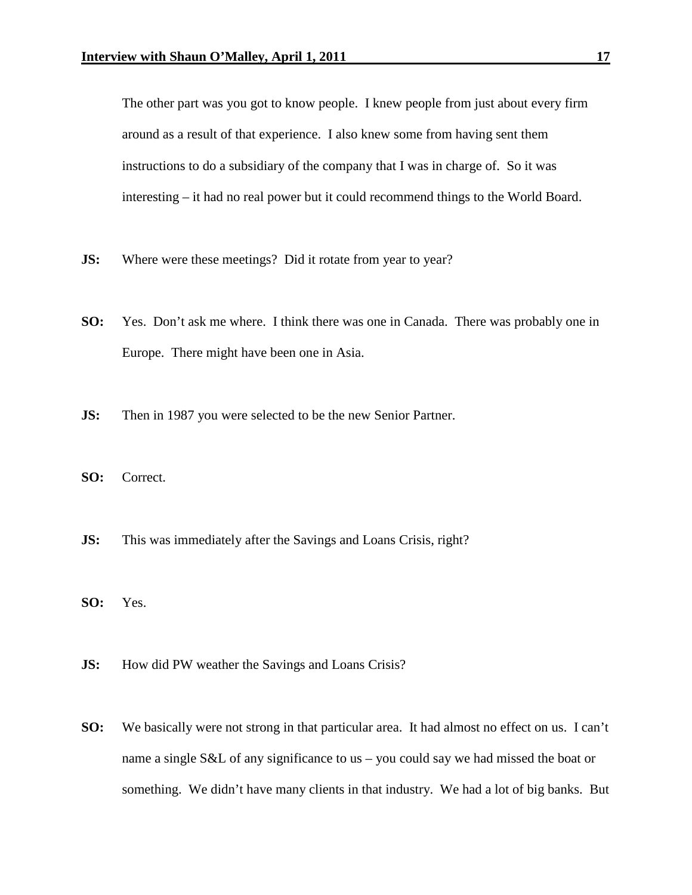The other part was you got to know people. I knew people from just about every firm around as a result of that experience. I also knew some from having sent them instructions to do a subsidiary of the company that I was in charge of. So it was interesting – it had no real power but it could recommend things to the World Board.

**JS:** Where were these meetings? Did it rotate from year to year?

**SO:** Yes. Don't ask me where. I think there was one in Canada. There was probably one in Europe. There might have been one in Asia.

**JS:** Then in 1987 you were selected to be the new Senior Partner.

**SO:** Correct.

**JS:** This was immediately after the Savings and Loans Crisis, right?

**SO:** Yes.

**JS:** How did PW weather the Savings and Loans Crisis?

**SO:** We basically were not strong in that particular area. It had almost no effect on us. I can't name a single S&L of any significance to us – you could say we had missed the boat or something. We didn't have many clients in that industry. We had a lot of big banks. But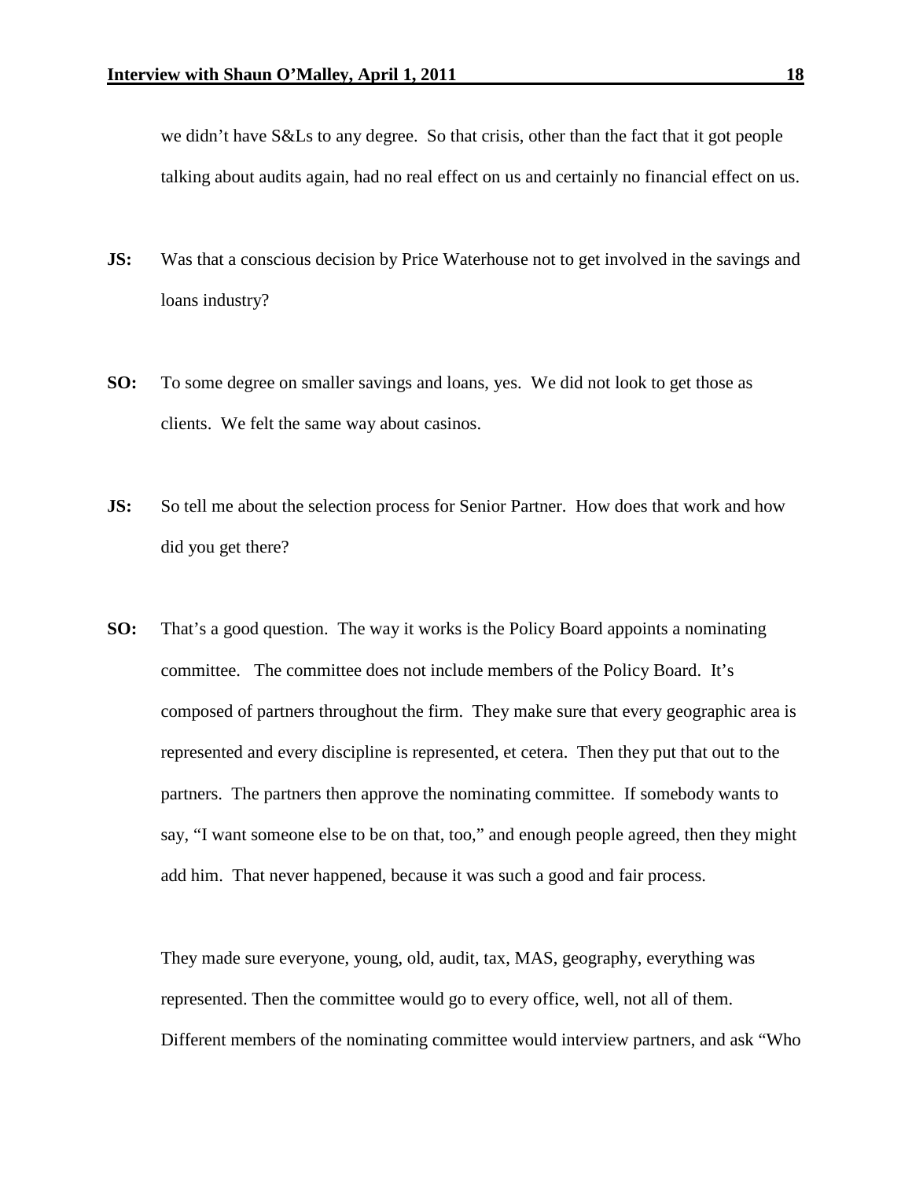we didn't have S&Ls to any degree. So that crisis, other than the fact that it got people talking about audits again, had no real effect on us and certainly no financial effect on us.

**JS:** Was that a conscious decision by Price Waterhouse not to get involved in the savings and loans industry?

**SO:** To some degree on smaller savings and loans, yes. We did not look to get those as clients. We felt the same way about casinos.

**JS:** So tell me about the selection process for Senior Partner. How does that work and how did you get there?

**SO:** That's a good question. The way it works is the Policy Board appoints a nominating committee. The committee does not include members of the Policy Board. It's composed of partners throughout the firm. They make sure that every geographic area is represented and every discipline is represented, et cetera. Then they put that out to the partners. The partners then approve the nominating committee. If somebody wants to say, "I want someone else to be on that, too," and enough people agreed, then they might add him. That never happened, because it was such a good and fair process.

They made sure everyone, young, old, audit, tax, MAS, geography, everything was represented. Then the committee would go to every office, well, not all of them. Different members of the nominating committee would interview partners, and ask "Who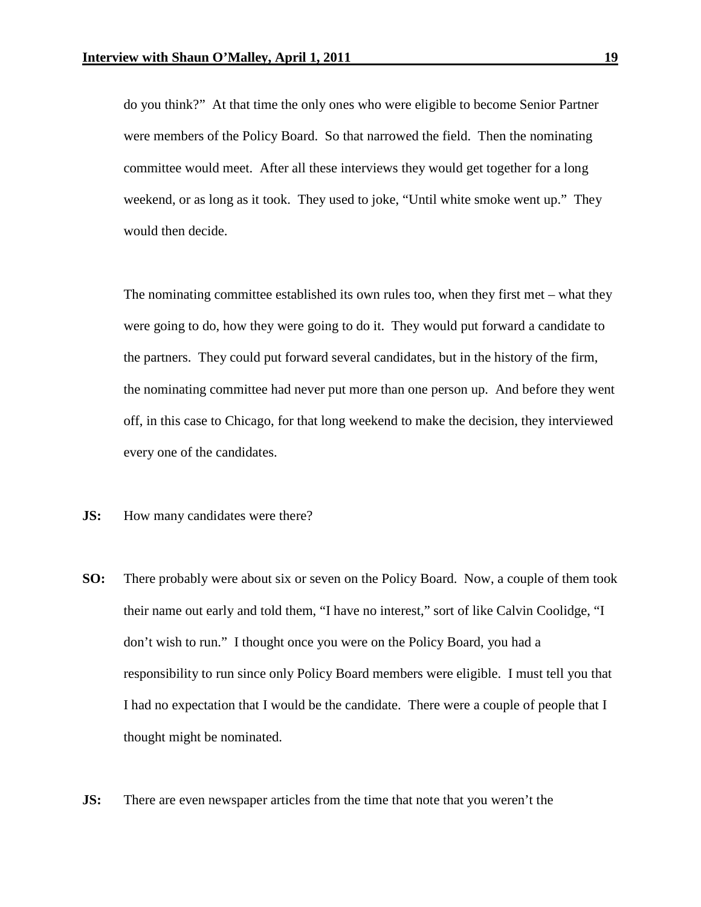do you think?" At that time the only ones who were eligible to become Senior Partner were members of the Policy Board. So that narrowed the field. Then the nominating committee would meet. After all these interviews they would get together for a long weekend, or as long as it took. They used to joke, "Until white smoke went up." They would then decide.

The nominating committee established its own rules too, when they first met – what they were going to do, how they were going to do it. They would put forward a candidate to the partners. They could put forward several candidates, but in the history of the firm, the nominating committee had never put more than one person up. And before they went off, in this case to Chicago, for that long weekend to make the decision, they interviewed every one of the candidates.

**JS:** How many candidates were there?

**SO:** There probably were about six or seven on the Policy Board. Now, a couple of them took their name out early and told them, "I have no interest," sort of like Calvin Coolidge, "I don't wish to run." I thought once you were on the Policy Board, you had a responsibility to run since only Policy Board members were eligible. I must tell you that I had no expectation that I would be the candidate. There were a couple of people that I thought might be nominated.

**JS:** There are even newspaper articles from the time that note that you weren't the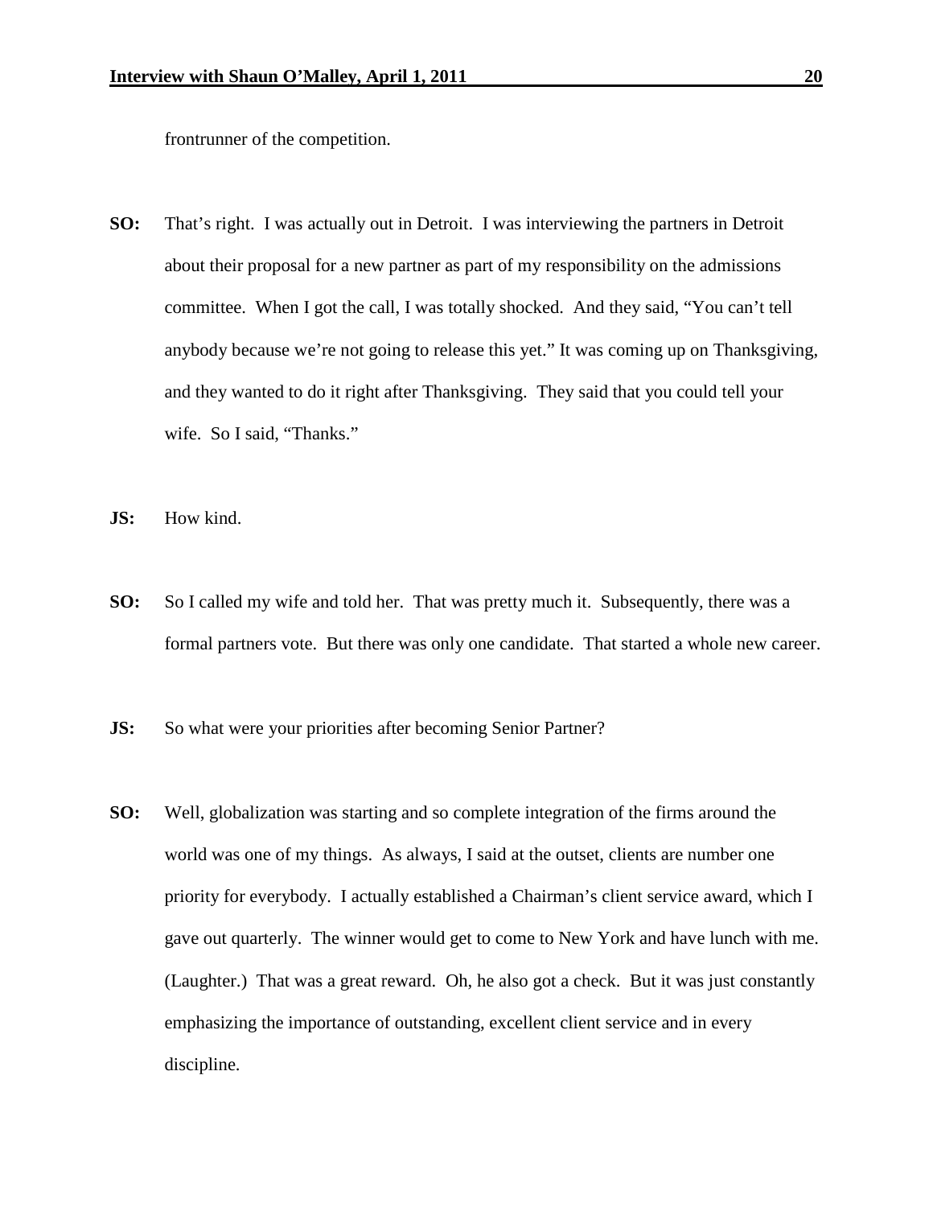frontrunner of the competition.

**SO:** That's right. I was actually out in Detroit. I was interviewing the partners in Detroit about their proposal for a new partner as part of my responsibility on the admissions committee. When I got the call, I was totally shocked. And they said, "You can't tell anybody because we're not going to release this yet." It was coming up on Thanksgiving, and they wanted to do it right after Thanksgiving. They said that you could tell your wife. So I said, "Thanks."

**JS:** How kind.

**SO:** So I called my wife and told her. That was pretty much it. Subsequently, there was a formal partners vote. But there was only one candidate. That started a whole new career.

**JS:** So what were your priorities after becoming Senior Partner?

**SO:** Well, globalization was starting and so complete integration of the firms around the world was one of my things. As always, I said at the outset, clients are number one priority for everybody. I actually established a Chairman's client service award, which I gave out quarterly. The winner would get to come to New York and have lunch with me. (Laughter.) That was a great reward. Oh, he also got a check. But it was just constantly emphasizing the importance of outstanding, excellent client service and in every discipline.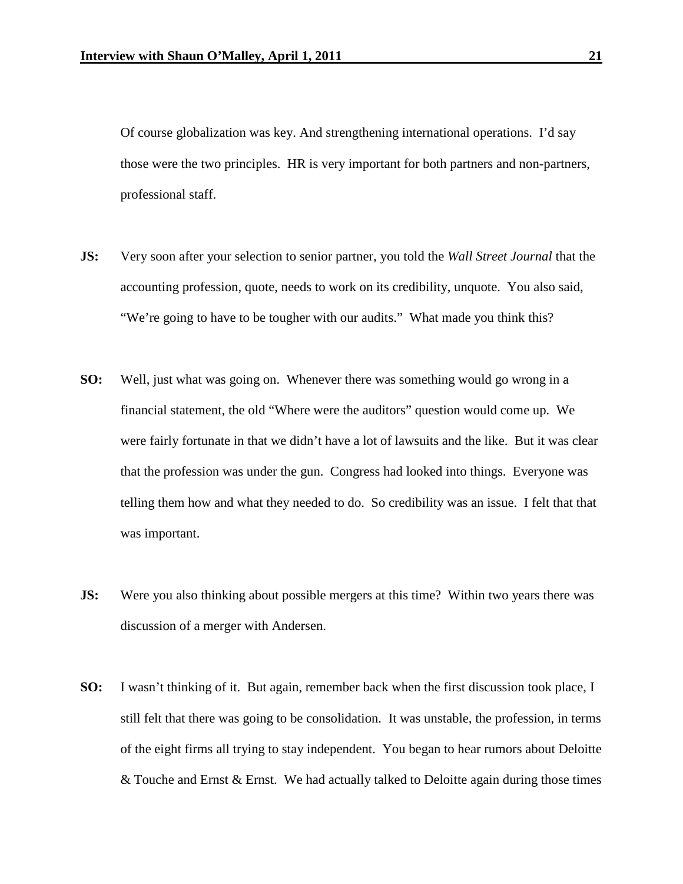Of course globalization was key. And strengthening international operations. I'd say those were the two principles. HR is very important for both partners and non-partners, professional staff.

**JS:** Very soon after your selection to senior partner, you told the *Wall Street Journal* that the accounting profession, quote, needs to work on its credibility, unquote. You also said, "We're going to have to be tougher with our audits." What made you think this?

**SO:** Well, just what was going on. Whenever there was something would go wrong in a financial statement, the old "Where were the auditors" question would come up. We were fairly fortunate in that we didn't have a lot of lawsuits and the like. But it was clear that the profession was under the gun. Congress had looked into things. Everyone was telling them how and what they needed to do. So credibility was an issue. I felt that that was important.

**JS:** Were you also thinking about possible mergers at this time? Within two years there was discussion of a merger with Andersen.

**SO:** I wasn't thinking of it. But again, remember back when the first discussion took place, I still felt that there was going to be consolidation. It was unstable, the profession, in terms of the eight firms all trying to stay independent. You began to hear rumors about Deloitte & Touche and Ernst & Ernst. We had actually talked to Deloitte again during those times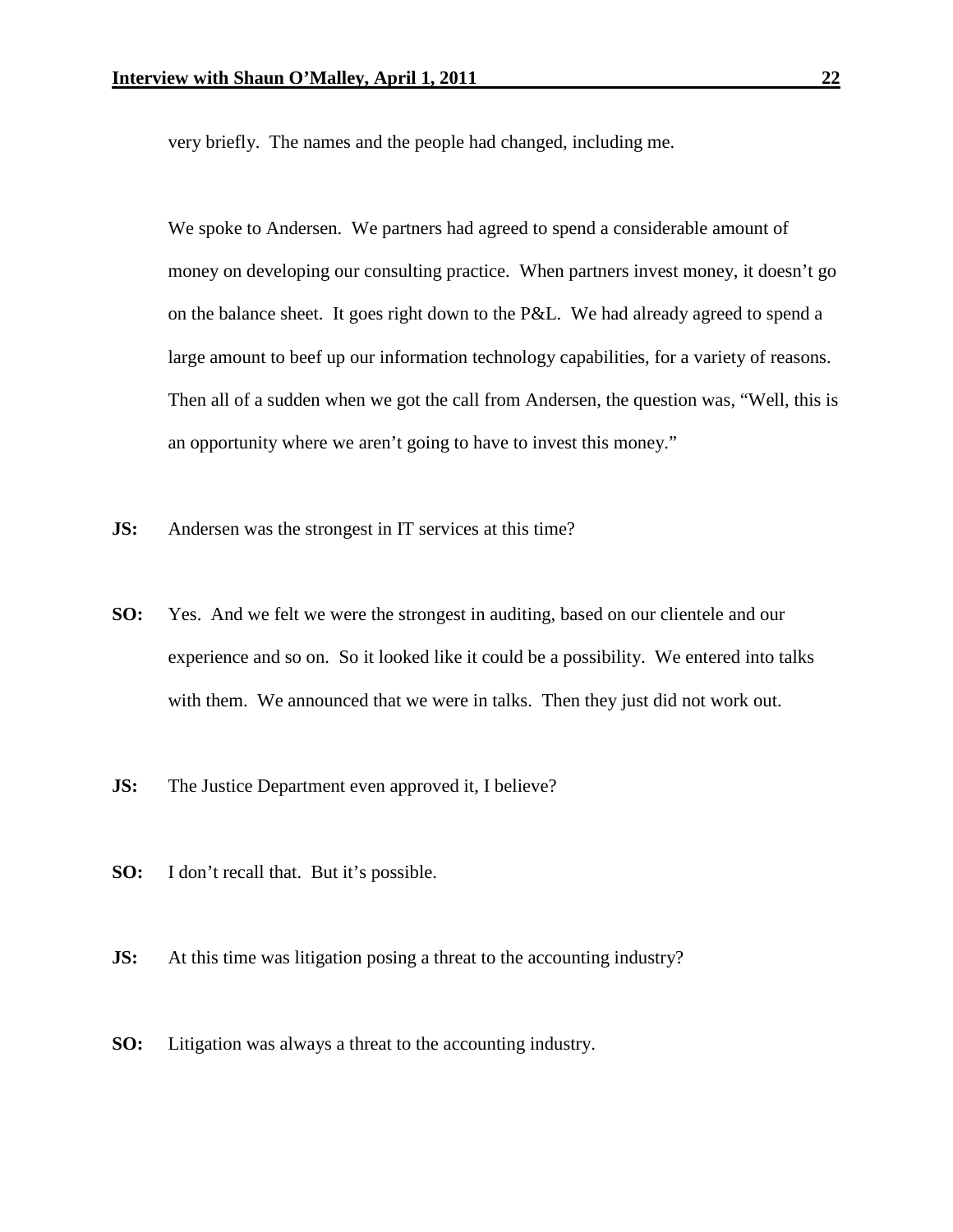very briefly. The names and the people had changed, including me.

We spoke to Andersen. We partners had agreed to spend a considerable amount of money on developing our consulting practice. When partners invest money, it doesn't go on the balance sheet. It goes right down to the P&L. We had already agreed to spend a large amount to beef up our information technology capabilities, for a variety of reasons. Then all of a sudden when we got the call from Andersen, the question was, "Well, this is an opportunity where we aren't going to have to invest this money."

**JS:** Andersen was the strongest in IT services at this time?

**SO:** Yes. And we felt we were the strongest in auditing, based on our clientele and our experience and so on. So it looked like it could be a possibility. We entered into talks with them. We announced that we were in talks. Then they just did not work out.

**JS:** The Justice Department even approved it, I believe?

**SO:** I don't recall that. But it's possible.

**JS:** At this time was litigation posing a threat to the accounting industry?

**SO:** Litigation was always a threat to the accounting industry.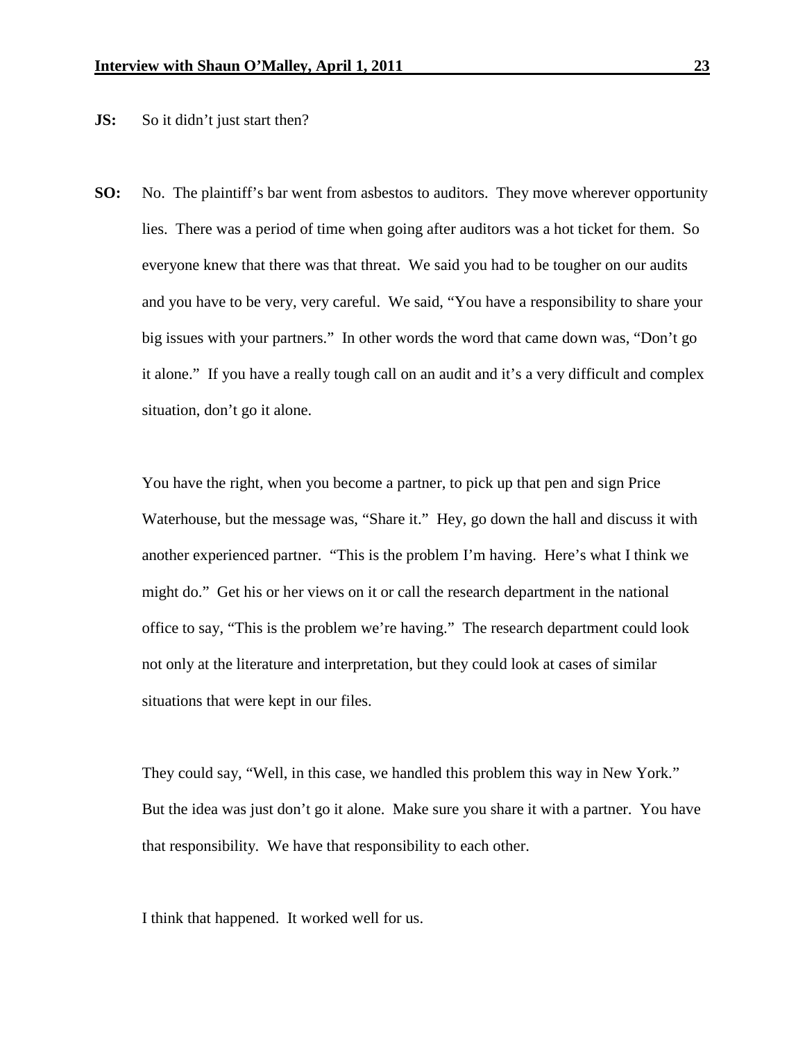**JS:** So it didn't just start then?

**SO:** No. The plaintiff's bar went from asbestos to auditors. They move wherever opportunity lies. There was a period of time when going after auditors was a hot ticket for them. So everyone knew that there was that threat. We said you had to be tougher on our audits and you have to be very, very careful. We said, "You have a responsibility to share your big issues with your partners." In other words the word that came down was, "Don't go it alone." If you have a really tough call on an audit and it's a very difficult and complex situation, don't go it alone.

You have the right, when you become a partner, to pick up that pen and sign Price Waterhouse, but the message was, "Share it." Hey, go down the hall and discuss it with another experienced partner. "This is the problem I'm having. Here's what I think we might do." Get his or her views on it or call the research department in the national office to say, "This is the problem we're having." The research department could look not only at the literature and interpretation, but they could look at cases of similar situations that were kept in our files.

They could say, "Well, in this case, we handled this problem this way in New York." But the idea was just don't go it alone. Make sure you share it with a partner. You have that responsibility. We have that responsibility to each other.

I think that happened. It worked well for us.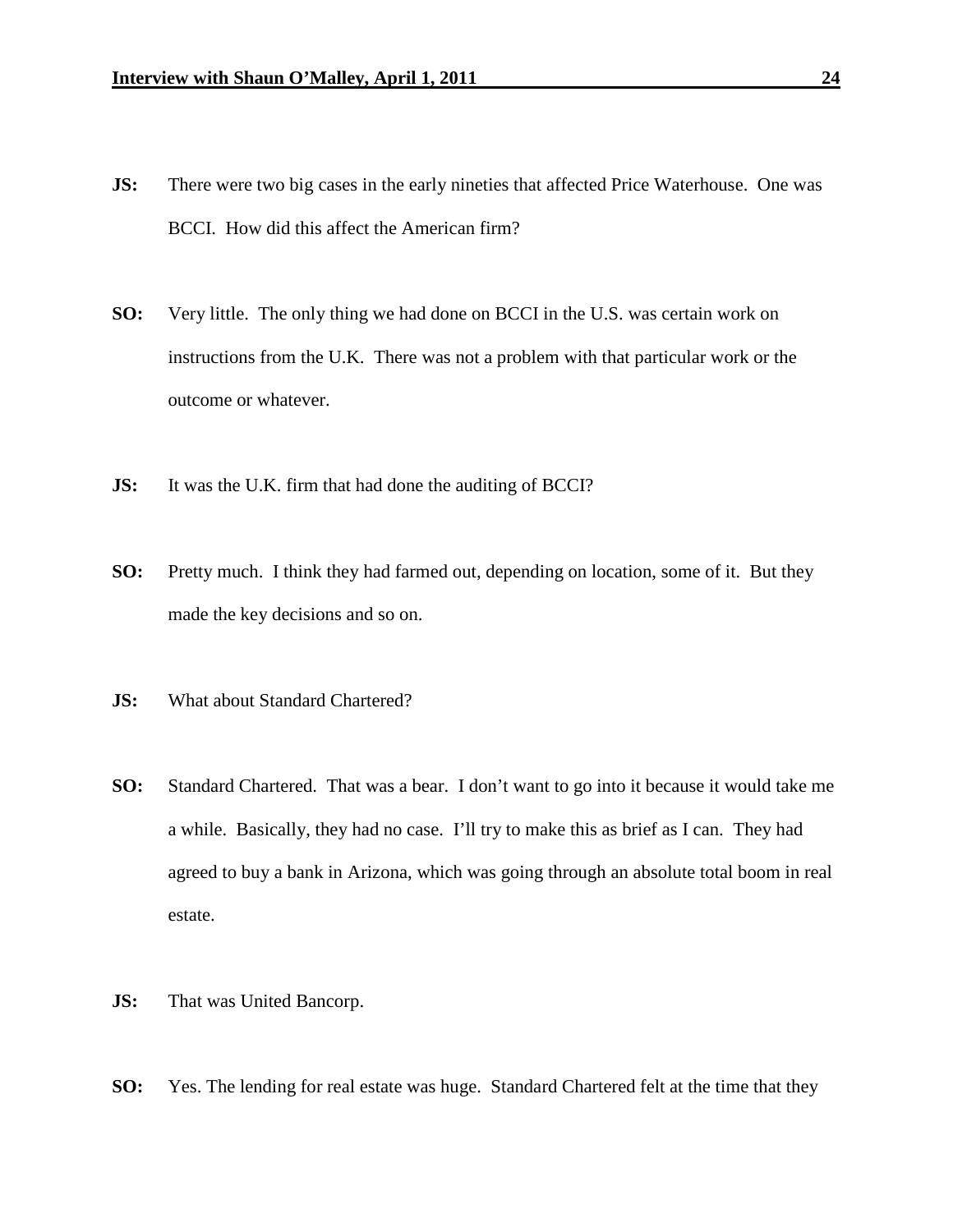**JS:** There were two big cases in the early nineties that affected Price Waterhouse. One was BCCI. How did this affect the American firm?

**SO:** Very little. The only thing we had done on BCCI in the U.S. was certain work on instructions from the U.K. There was not a problem with that particular work or the outcome or whatever.

**JS:** It was the U.K. firm that had done the auditing of BCCI?

**SO:** Pretty much. I think they had farmed out, depending on location, some of it. But they made the key decisions and so on.

**JS:** What about Standard Chartered?

**SO:** Standard Chartered. That was a bear. I don't want to go into it because it would take me a while. Basically, they had no case. I'll try to make this as brief as I can. They had agreed to buy a bank in Arizona, which was going through an absolute total boom in real estate.

**JS:** That was United Bancorp.

**SO:** Yes. The lending for real estate was huge. Standard Chartered felt at the time that they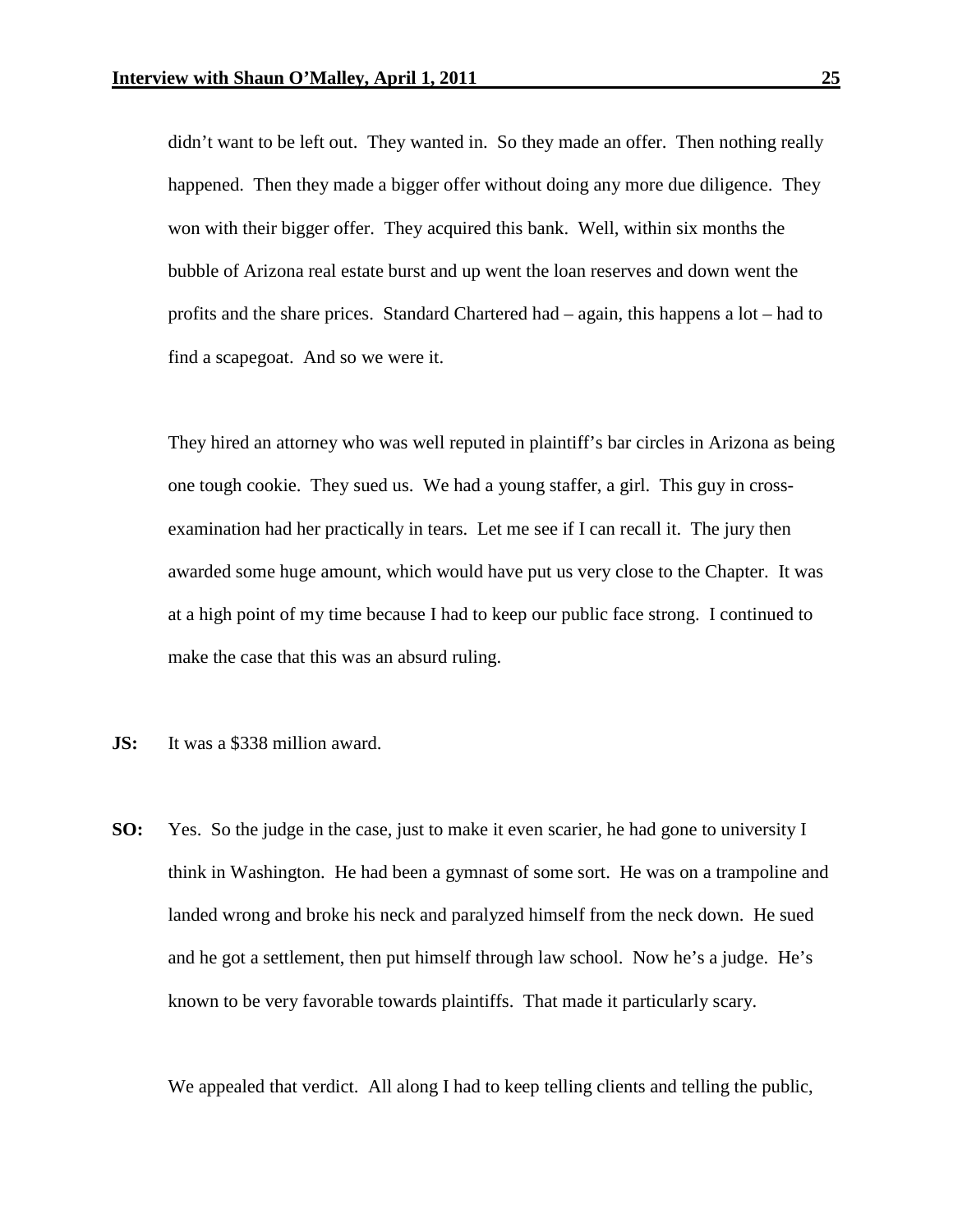didn't want to be left out. They wanted in. So they made an offer. Then nothing really happened. Then they made a bigger offer without doing any more due diligence. They won with their bigger offer. They acquired this bank. Well, within six months the bubble of Arizona real estate burst and up went the loan reserves and down went the profits and the share prices. Standard Chartered had – again, this happens a lot – had to find a scapegoat. And so we were it.

They hired an attorney who was well reputed in plaintiff's bar circles in Arizona as being one tough cookie. They sued us. We had a young staffer, a girl. This guy in cross-examination had her practically in tears. Let me see if I can recall it. The jury then awarded some huge amount, which would have put us very close to the Chapter. It was at a high point of my time because I had to keep our public face strong. I continued to make the case that this was an absurd ruling.

**JS:** It was a $338 million award.

**SO:** Yes. So the judge in the case, just to make it even scarier, he had gone to university I think in Washington. He had been a gymnast of some sort. He was on a trampoline and landed wrong and broke his neck and paralyzed himself from the neck down. He sued and he got a settlement, then put himself through law school. Now he's a judge. He's known to be very favorable towards plaintiffs. That made it particularly scary.

We appealed that verdict. All along I had to keep telling clients and telling the public,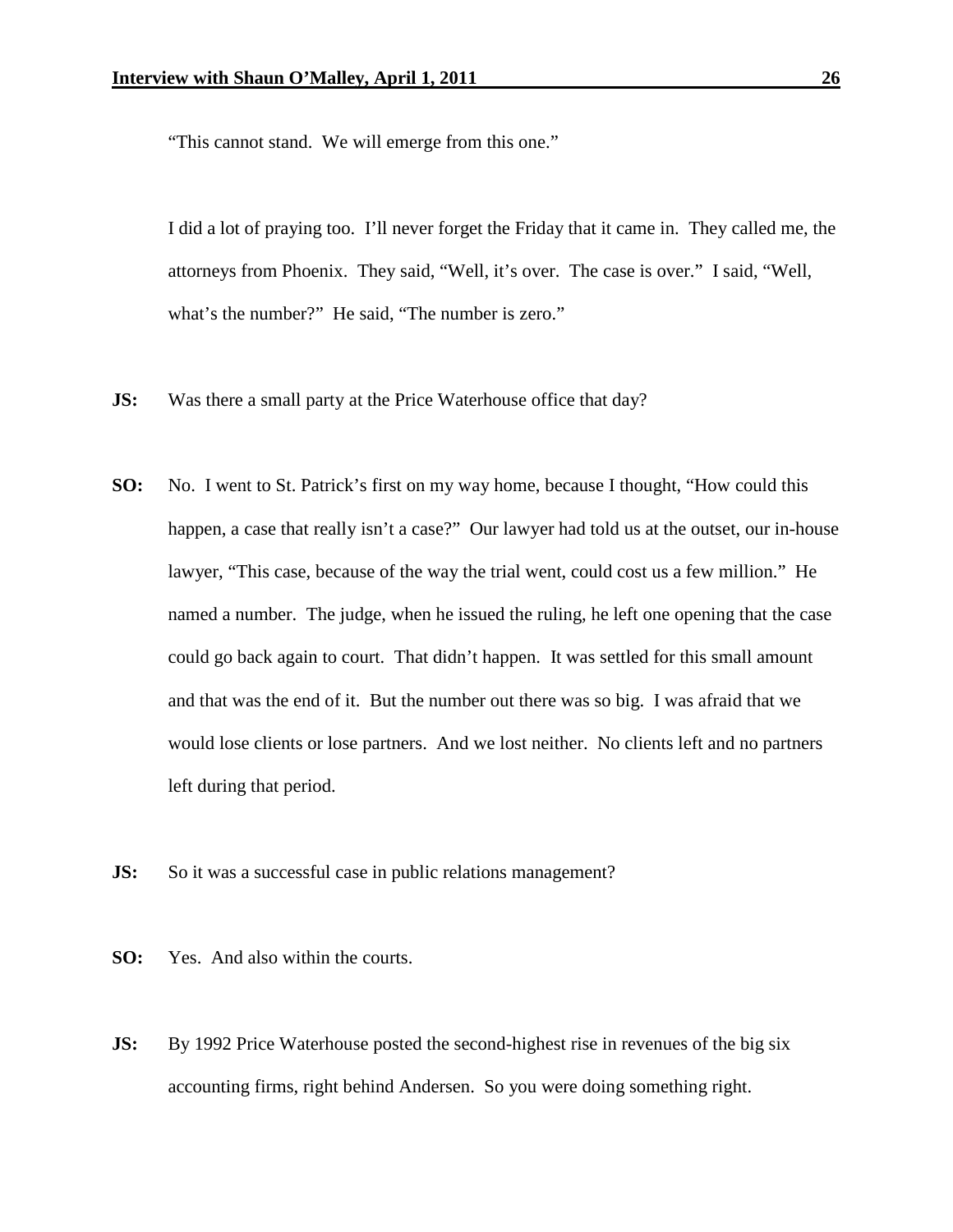"This cannot stand. We will emerge from this one."

I did a lot of praying too. I'll never forget the Friday that it came in. They called me, the attorneys from Phoenix. They said, "Well, it's over. The case is over." I said, "Well, what's the number?" He said, "The number is zero."

**JS:** Was there a small party at the Price Waterhouse office that day?

**SO:** No. I went to St. Patrick's first on my way home, because I thought, "How could this happen, a case that really isn't a case?" Our lawyer had told us at the outset, our in-house lawyer, "This case, because of the way the trial went, could cost us a few million." He named a number. The judge, when he issued the ruling, he left one opening that the case could go back again to court. That didn't happen. It was settled for this small amount and that was the end of it. But the number out there was so big. I was afraid that we would lose clients or lose partners. And we lost neither. No clients left and no partners left during that period.

**JS:** So it was a successful case in public relations management?

**SO:** Yes. And also within the courts.

**JS:** By 1992 Price Waterhouse posted the second-highest rise in revenues of the big six accounting firms, right behind Andersen. So you were doing something right.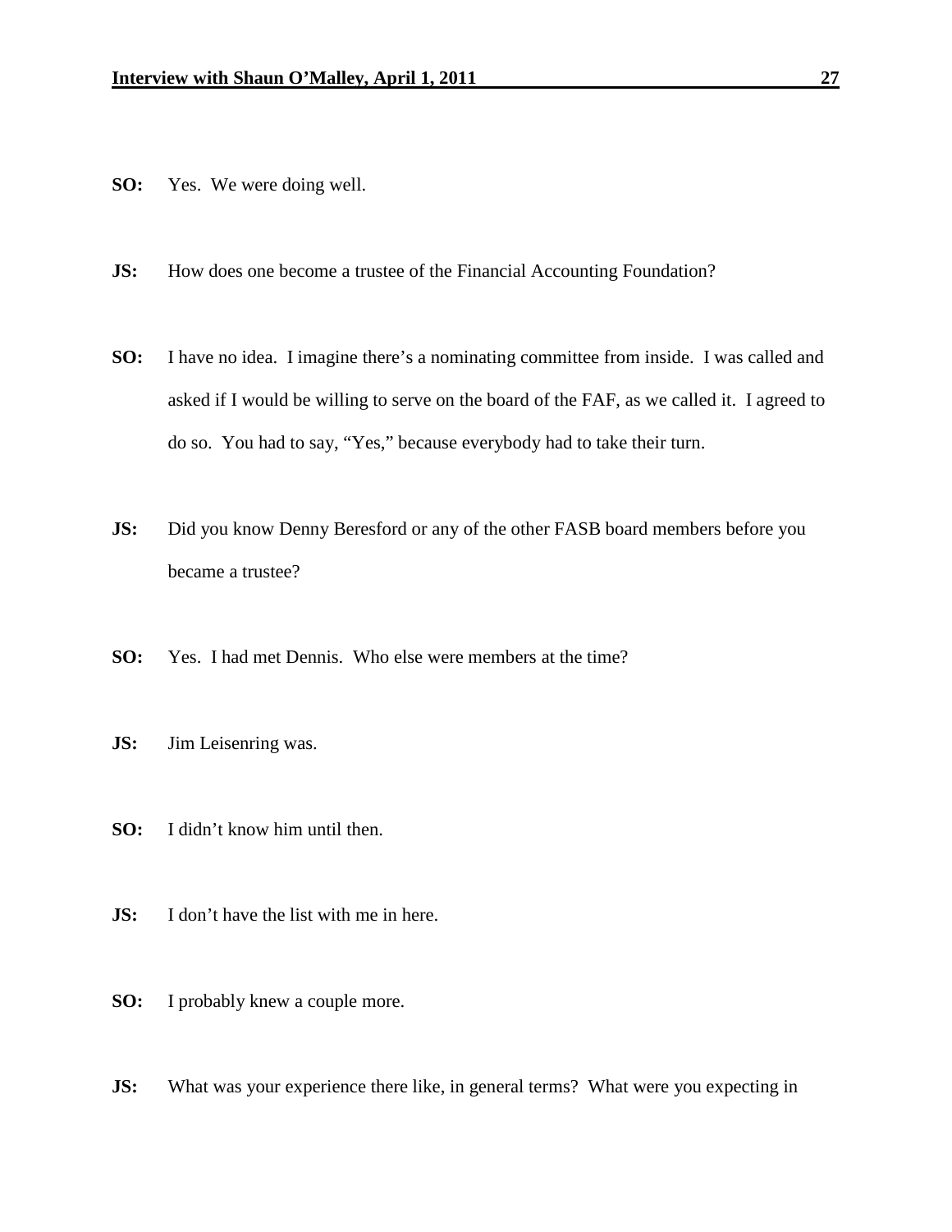**SO:** Yes. We were doing well.

**JS:** How does one become a trustee of the Financial Accounting Foundation?

**SO:** I have no idea. I imagine there's a nominating committee from inside. I was called and asked if I would be willing to serve on the board of the FAF, as we called it. I agreed to do so. You had to say, "Yes," because everybody had to take their turn.

**JS:** Did you know Denny Beresford or any of the other FASB board members before you became a trustee?

**SO:** Yes. I had met Dennis. Who else were members at the time?

**JS:** Jim Leisenring was.

**SO:** I didn't know him until then.

**JS:** I don't have the list with me in here.

**SO:** I probably knew a couple more.

**JS:** What was your experience there like, in general terms? What were you expecting in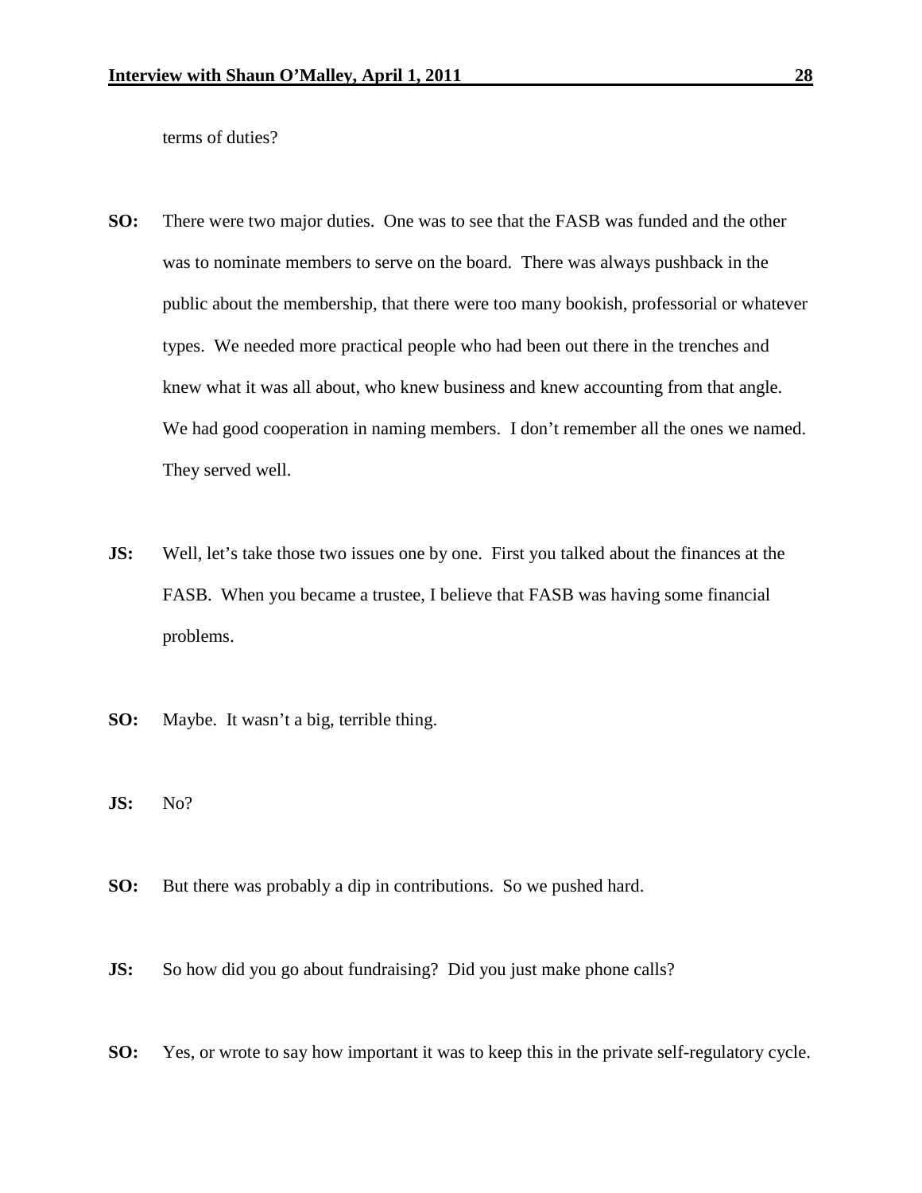terms of duties?

**SO:** There were two major duties. One was to see that the FASB was funded and the other was to nominate members to serve on the board. There was always pushback in the public about the membership, that there were too many bookish, professorial or whatever types. We needed more practical people who had been out there in the trenches and knew what it was all about, who knew business and knew accounting from that angle. We had good cooperation in naming members. I don't remember all the ones we named. They served well.

**JS:** Well, let's take those two issues one by one. First you talked about the finances at the FASB. When you became a trustee, I believe that FASB was having some financial problems.

**SO:** Maybe. It wasn't a big, terrible thing.

**JS:** No?

**SO:** But there was probably a dip in contributions. So we pushed hard.

**JS:** So how did you go about fundraising? Did you just make phone calls?

**SO:** Yes, or wrote to say how important it was to keep this in the private self-regulatory cycle.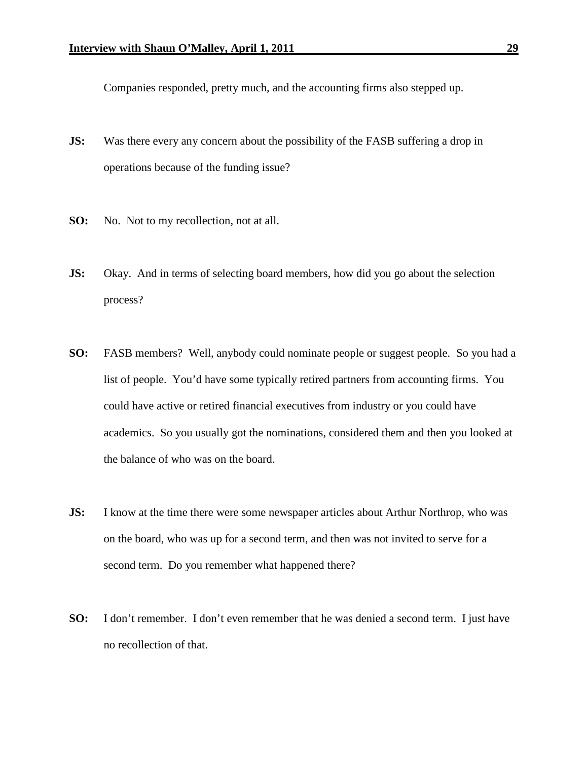Companies responded, pretty much, and the accounting firms also stepped up.

**JS:** Was there every any concern about the possibility of the FASB suffering a drop in operations because of the funding issue?

**SO:** No. Not to my recollection, not at all.

**JS:** Okay. And in terms of selecting board members, how did you go about the selection process?

**SO:** FASB members? Well, anybody could nominate people or suggest people. So you had a list of people. You'd have some typically retired partners from accounting firms. You could have active or retired financial executives from industry or you could have academics. So you usually got the nominations, considered them and then you looked at the balance of who was on the board.

**JS:** I know at the time there were some newspaper articles about Arthur Northrop, who was on the board, who was up for a second term, and then was not invited to serve for a second term. Do you remember what happened there?

**SO:** I don't remember. I don't even remember that he was denied a second term. I just have no recollection of that.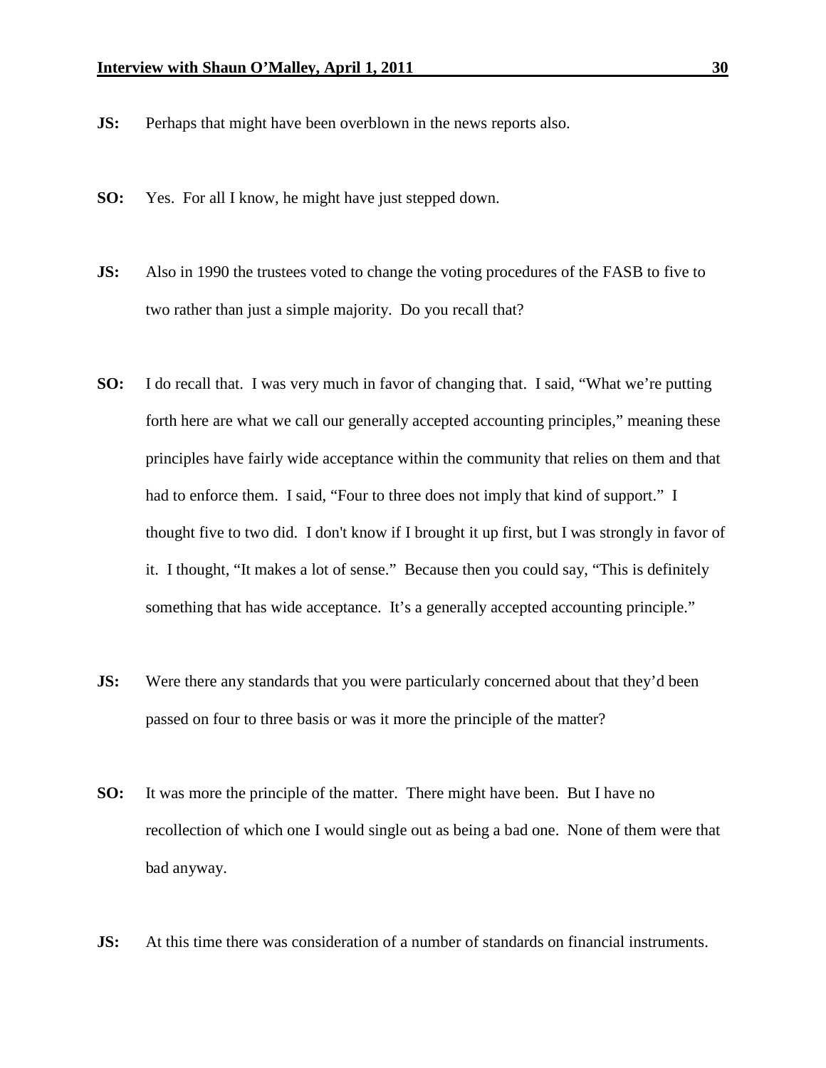**JS:** Perhaps that might have been overblown in the news reports also.

**SO:** Yes. For all I know, he might have just stepped down.

**JS:** Also in 1990 the trustees voted to change the voting procedures of the FASB to five to two rather than just a simple majority. Do you recall that?

**SO:** I do recall that. I was very much in favor of changing that. I said, "What we're putting forth here are what we call our generally accepted accounting principles," meaning these principles have fairly wide acceptance within the community that relies on them and that had to enforce them. I said, "Four to three does not imply that kind of support." I thought five to two did. I don't know if I brought it up first, but I was strongly in favor of it. I thought, "It makes a lot of sense." Because then you could say, "This is definitely something that has wide acceptance. It's a generally accepted accounting principle."

**JS:** Were there any standards that you were particularly concerned about that they'd been passed on four to three basis or was it more the principle of the matter?

**SO:** It was more the principle of the matter. There might have been. But I have no recollection of which one I would single out as being a bad one. None of them were that bad anyway.

**JS:** At this time there was consideration of a number of standards on financial instruments.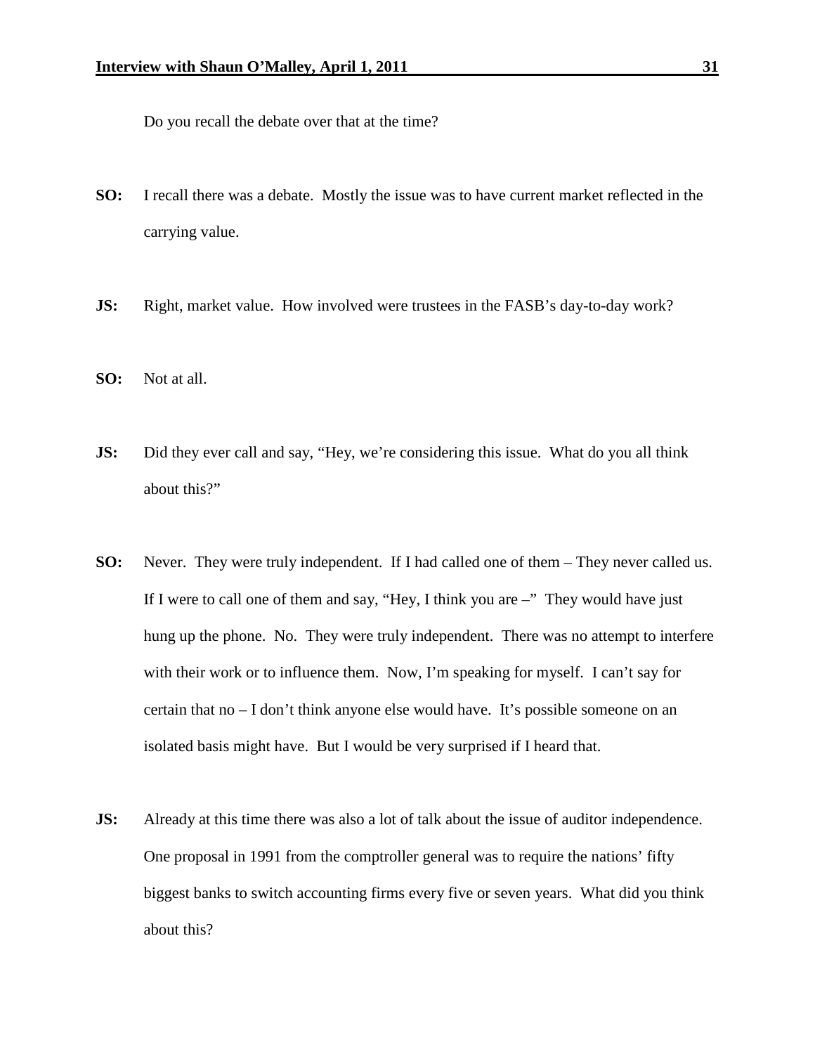Do you recall the debate over that at the time?

**SO:** I recall there was a debate. Mostly the issue was to have current market reflected in the carrying value.

**JS:** Right, market value. How involved were trustees in the FASB's day-to-day work?

**SO:** Not at all.

**JS:** Did they ever call and say, "Hey, we're considering this issue. What do you all think about this?"

**SO:** Never. They were truly independent. If I had called one of them – They never called us. If I were to call one of them and say, "Hey, I think you are –" They would have just hung up the phone. No. They were truly independent. There was no attempt to interfere with their work or to influence them. Now, I'm speaking for myself. I can't say for certain that no – I don't think anyone else would have. It's possible someone on an isolated basis might have. But I would be very surprised if I heard that.

**JS:** Already at this time there was also a lot of talk about the issue of auditor independence. One proposal in 1991 from the comptroller general was to require the nations' fifty biggest banks to switch accounting firms every five or seven years. What did you think about this?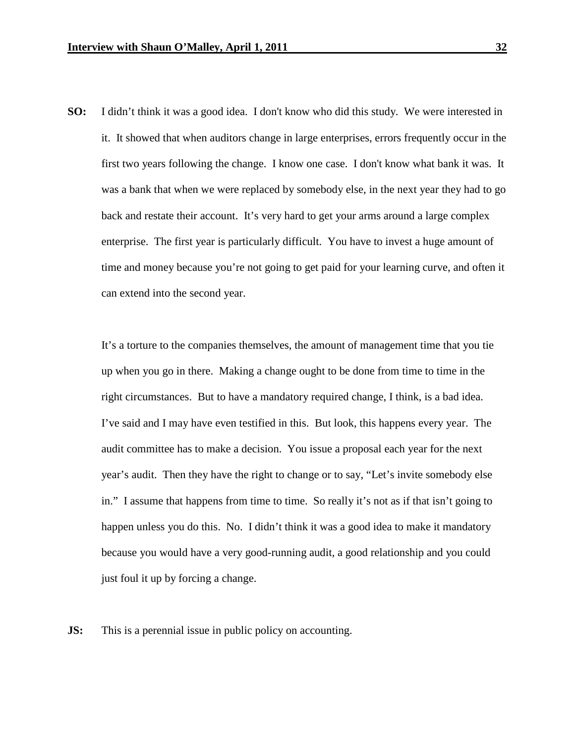**SO:** I didn't think it was a good idea. I don't know who did this study. We were interested in it. It showed that when auditors change in large enterprises, errors frequently occur in the first two years following the change. I know one case. I don't know what bank it was. It was a bank that when we were replaced by somebody else, in the next year they had to go back and restate their account. It's very hard to get your arms around a large complex enterprise. The first year is particularly difficult. You have to invest a huge amount of time and money because you're not going to get paid for your learning curve, and often it can extend into the second year.

It's a torture to the companies themselves, the amount of management time that you tie up when you go in there. Making a change ought to be done from time to time in the right circumstances. But to have a mandatory required change, I think, is a bad idea. I've said and I may have even testified in this. But look, this happens every year. The audit committee has to make a decision. You issue a proposal each year for the next year's audit. Then they have the right to change or to say, "Let's invite somebody else in." I assume that happens from time to time. So really it's not as if that isn't going to happen unless you do this. No. I didn't think it was a good idea to make it mandatory because you would have a very good-running audit, a good relationship and you could just foul it up by forcing a change.

**JS:** This is a perennial issue in public policy on accounting.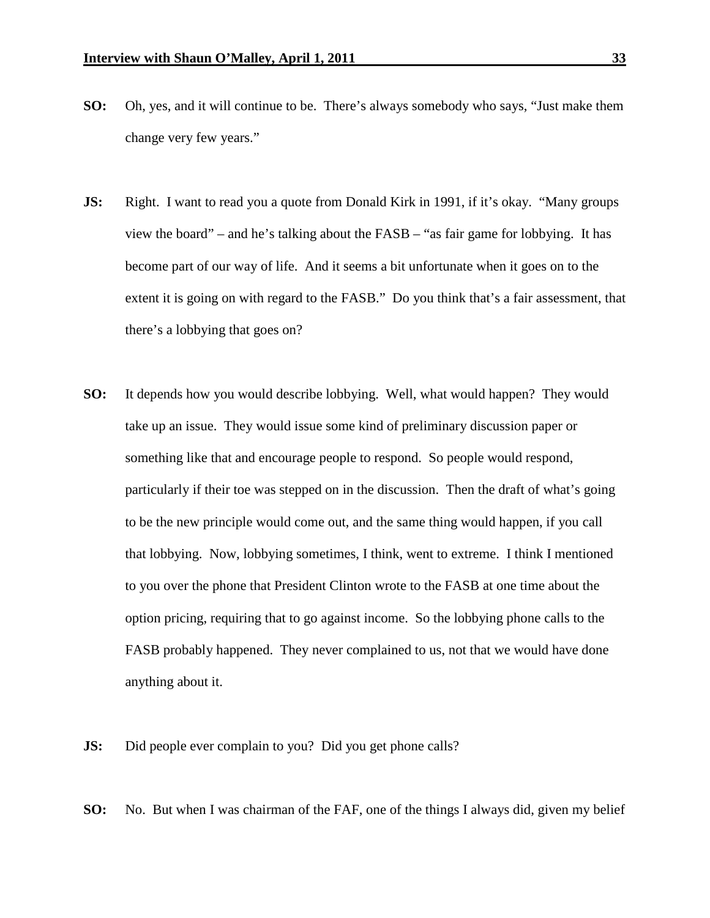**SO:** Oh, yes, and it will continue to be. There's always somebody who says, "Just make them change very few years."

**JS:** Right. I want to read you a quote from Donald Kirk in 1991, if it's okay. "Many groups view the board" – and he's talking about the FASB – "as fair game for lobbying. It has become part of our way of life. And it seems a bit unfortunate when it goes on to the extent it is going on with regard to the FASB." Do you think that's a fair assessment, that there's a lobbying that goes on?

**SO:** It depends how you would describe lobbying. Well, what would happen? They would take up an issue. They would issue some kind of preliminary discussion paper or something like that and encourage people to respond. So people would respond, particularly if their toe was stepped on in the discussion. Then the draft of what's going to be the new principle would come out, and the same thing would happen, if you call that lobbying. Now, lobbying sometimes, I think, went to extreme. I think I mentioned to you over the phone that President Clinton wrote to the FASB at one time about the option pricing, requiring that to go against income. So the lobbying phone calls to the FASB probably happened. They never complained to us, not that we would have done anything about it.

**JS:** Did people ever complain to you? Did you get phone calls?

**SO:** No. But when I was chairman of the FAF, one of the things I always did, given my belief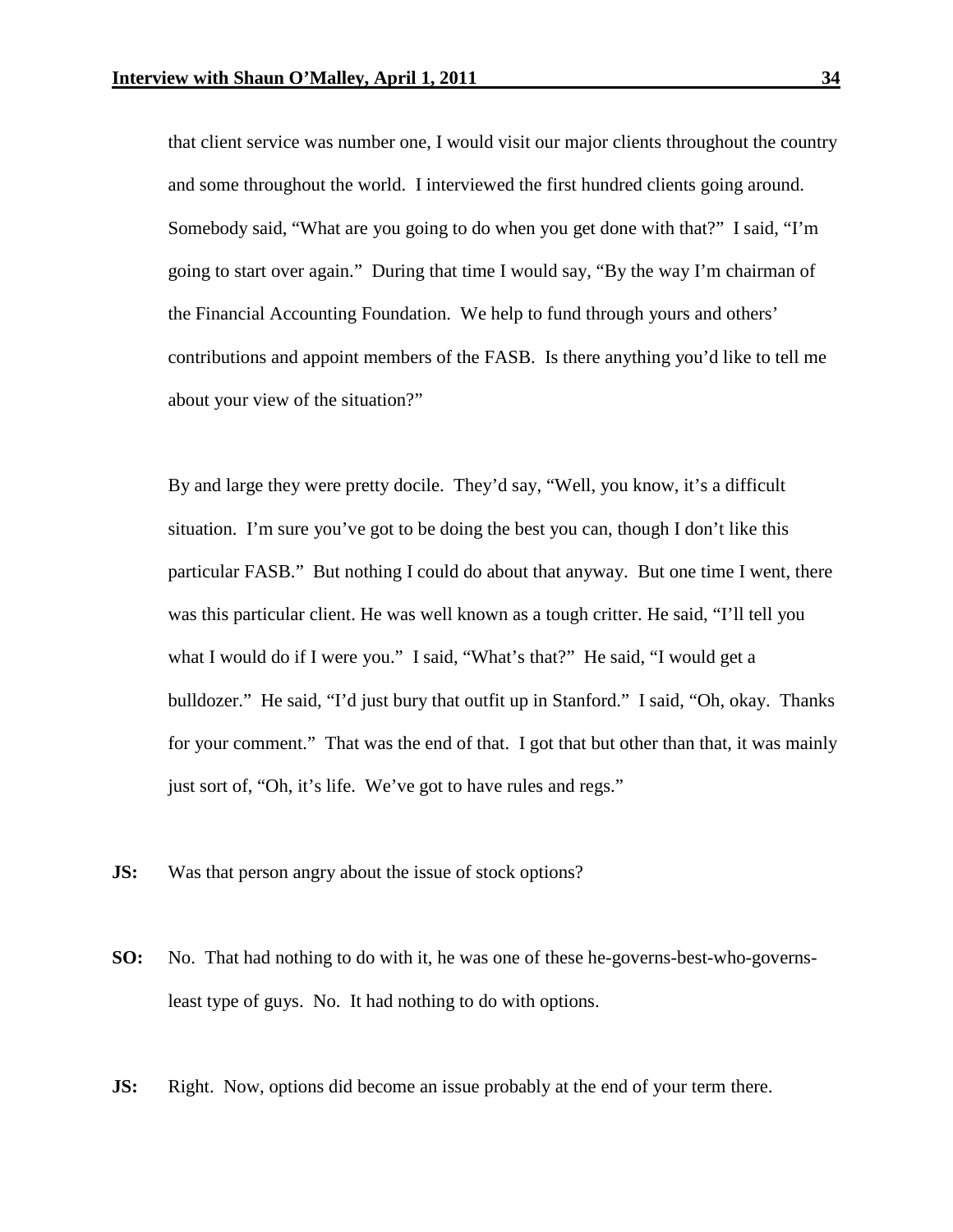that client service was number one, I would visit our major clients throughout the country and some throughout the world. I interviewed the first hundred clients going around. Somebody said, "What are you going to do when you get done with that?" I said, "I'm going to start over again." During that time I would say, "By the way I'm chairman of the Financial Accounting Foundation. We help to fund through yours and others' contributions and appoint members of the FASB. Is there anything you'd like to tell me about your view of the situation?"

By and large they were pretty docile. They'd say, "Well, you know, it's a difficult situation. I'm sure you've got to be doing the best you can, though I don't like this particular FASB." But nothing I could do about that anyway. But one time I went, there was this particular client. He was well known as a tough critter. He said, "I'll tell you what I would do if I were you." I said, "What's that?" He said, "I would get a bulldozer." He said, "I'd just bury that outfit up in Stanford." I said, "Oh, okay. Thanks for your comment." That was the end of that. I got that but other than that, it was mainly just sort of, "Oh, it's life. We've got to have rules and regs."

**JS:** Was that person angry about the issue of stock options?

**SO:** No. That had nothing to do with it, he was one of these he-governs-best-who-governs-least type of guys. No. It had nothing to do with options.

**JS:** Right. Now, options did become an issue probably at the end of your term there.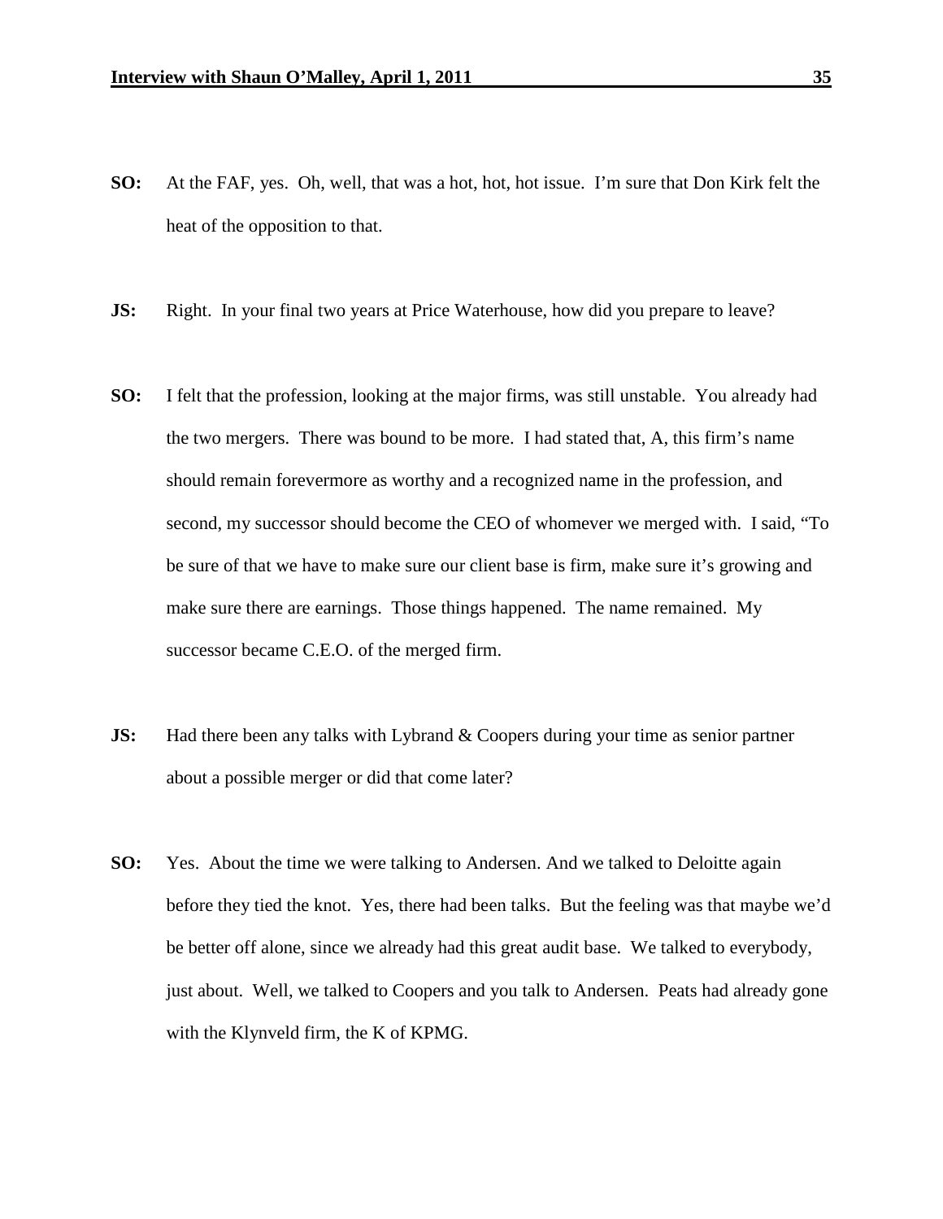**SO:** At the FAF, yes. Oh, well, that was a hot, hot, hot issue. I'm sure that Don Kirk felt the heat of the opposition to that.

**JS:** Right. In your final two years at Price Waterhouse, how did you prepare to leave?

**SO:** I felt that the profession, looking at the major firms, was still unstable. You already had the two mergers. There was bound to be more. I had stated that, A, this firm's name should remain forevermore as worthy and a recognized name in the profession, and second, my successor should become the CEO of whomever we merged with. I said, "To be sure of that we have to make sure our client base is firm, make sure it's growing and make sure there are earnings. Those things happened. The name remained. My successor became C.E.O. of the merged firm.

**JS:** Had there been any talks with Lybrand & Coopers during your time as senior partner about a possible merger or did that come later?

**SO:** Yes. About the time we were talking to Andersen. And we talked to Deloitte again before they tied the knot. Yes, there had been talks. But the feeling was that maybe we'd be better off alone, since we already had this great audit base. We talked to everybody, just about. Well, we talked to Coopers and you talk to Andersen. Peats had already gone with the Klynveld firm, the K of KPMG.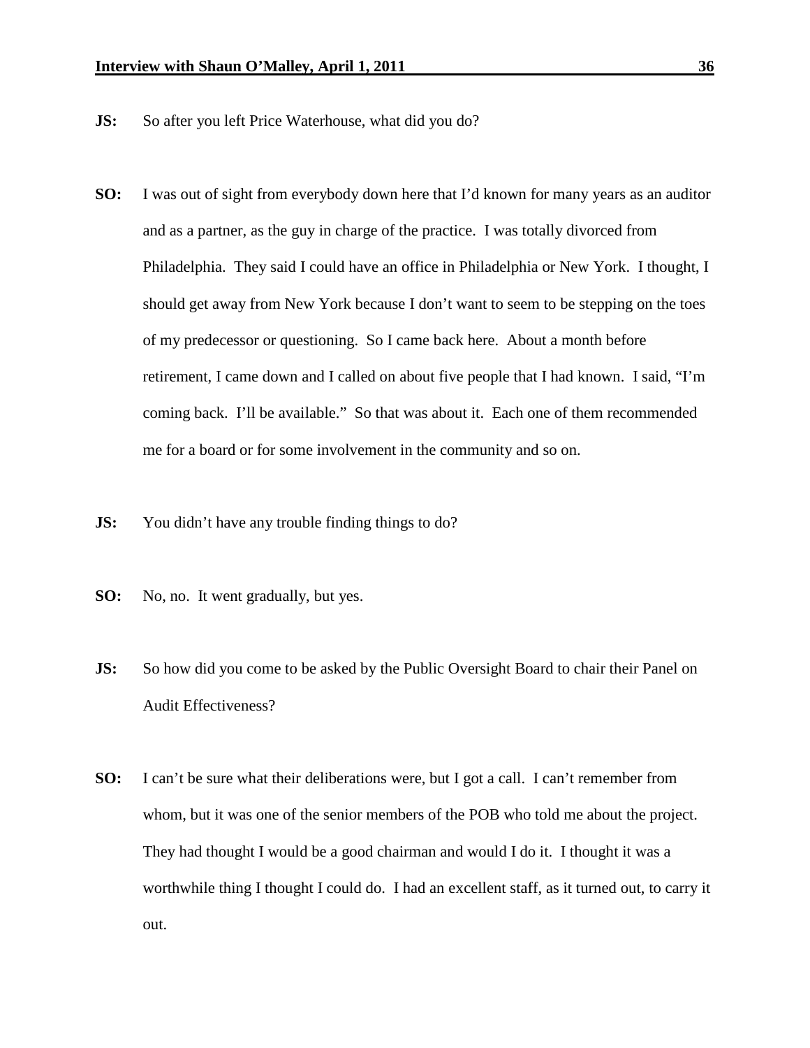**JS:** So after you left Price Waterhouse, what did you do?

**SO:** I was out of sight from everybody down here that I'd known for many years as an auditor and as a partner, as the guy in charge of the practice. I was totally divorced from Philadelphia. They said I could have an office in Philadelphia or New York. I thought, I should get away from New York because I don't want to seem to be stepping on the toes of my predecessor or questioning. So I came back here. About a month before retirement, I came down and I called on about five people that I had known. I said, "I'm coming back. I'll be available." So that was about it. Each one of them recommended me for a board or for some involvement in the community and so on.

**JS:** You didn't have any trouble finding things to do?

**SO:** No, no. It went gradually, but yes.

**JS:** So how did you come to be asked by the Public Oversight Board to chair their Panel on Audit Effectiveness?

**SO:** I can't be sure what their deliberations were, but I got a call. I can't remember from whom, but it was one of the senior members of the POB who told me about the project. They had thought I would be a good chairman and would I do it. I thought it was a worthwhile thing I thought I could do. I had an excellent staff, as it turned out, to carry it out.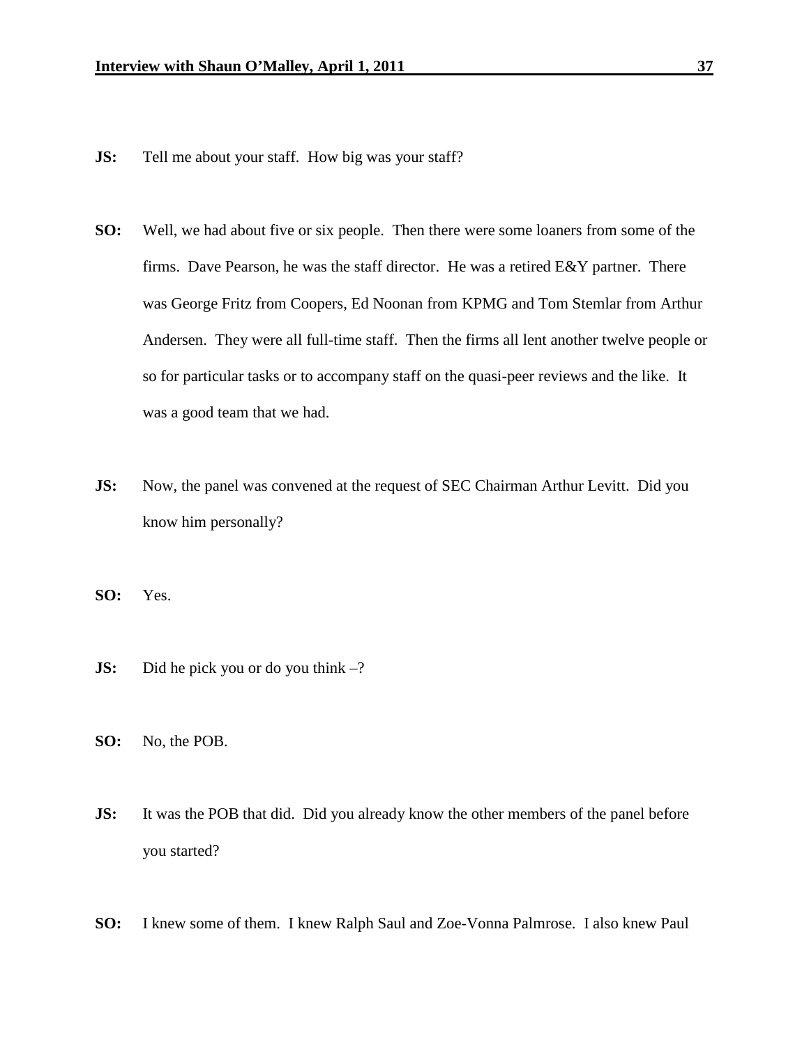**JS:** Tell me about your staff. How big was your staff?

**SO:** Well, we had about five or six people. Then there were some loaners from some of the firms. Dave Pearson, he was the staff director. He was a retired E&Y partner. There was George Fritz from Coopers, Ed Noonan from KPMG and Tom Stemlar from Arthur Andersen. They were all full-time staff. Then the firms all lent another twelve people or so for particular tasks or to accompany staff on the quasi-peer reviews and the like. It was a good team that we had.

**JS:** Now, the panel was convened at the request of SEC Chairman Arthur Levitt. Did you know him personally?

**SO:** Yes.

**JS:** Did he pick you or do you think –?

**SO:** No, the POB.

**JS:** It was the POB that did. Did you already know the other members of the panel before you started?

**SO:** I knew some of them. I knew Ralph Saul and Zoe-Vonna Palmrose. I also knew Paul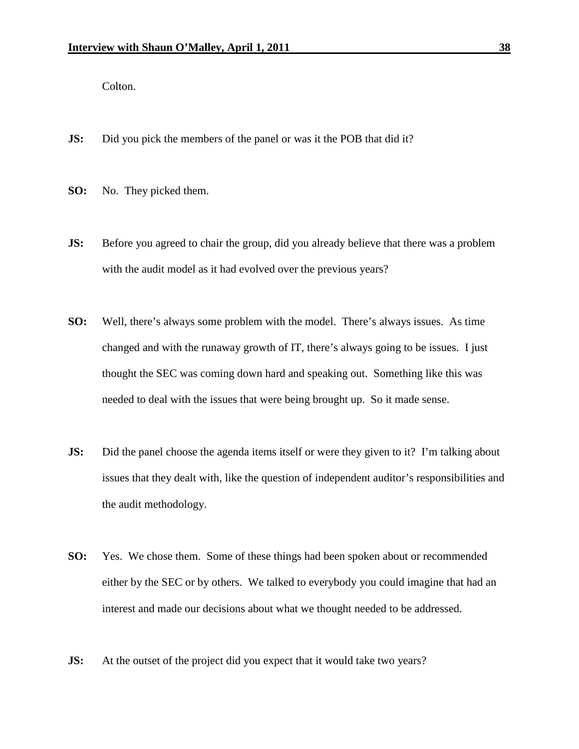Colton.

**JS:** Did you pick the members of the panel or was it the POB that did it?

**SO:** No. They picked them.

**JS:** Before you agreed to chair the group, did you already believe that there was a problem with the audit model as it had evolved over the previous years?

**SO:** Well, there's always some problem with the model. There's always issues. As time changed and with the runaway growth of IT, there's always going to be issues. I just thought the SEC was coming down hard and speaking out. Something like this was needed to deal with the issues that were being brought up. So it made sense.

**JS:** Did the panel choose the agenda items itself or were they given to it? I'm talking about issues that they dealt with, like the question of independent auditor's responsibilities and the audit methodology.

**SO:** Yes. We chose them. Some of these things had been spoken about or recommended either by the SEC or by others. We talked to everybody you could imagine that had an interest and made our decisions about what we thought needed to be addressed.

**JS:** At the outset of the project did you expect that it would take two years?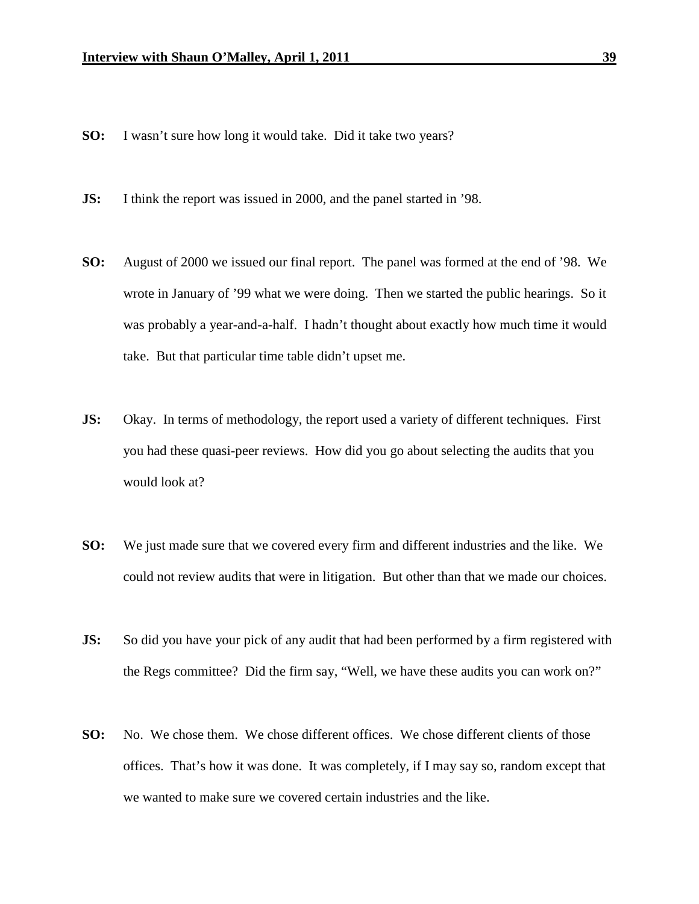**SO:** I wasn't sure how long it would take. Did it take two years?

**JS:** I think the report was issued in 2000, and the panel started in '98.

**SO:** August of 2000 we issued our final report. The panel was formed at the end of '98. We wrote in January of '99 what we were doing. Then we started the public hearings. So it was probably a year-and-a-half. I hadn't thought about exactly how much time it would take. But that particular time table didn't upset me.

**JS:** Okay. In terms of methodology, the report used a variety of different techniques. First you had these quasi-peer reviews. How did you go about selecting the audits that you would look at?

**SO:** We just made sure that we covered every firm and different industries and the like. We could not review audits that were in litigation. But other than that we made our choices.

**JS:** So did you have your pick of any audit that had been performed by a firm registered with the Regs committee? Did the firm say, "Well, we have these audits you can work on?"

**SO:** No. We chose them. We chose different offices. We chose different clients of those offices. That's how it was done. It was completely, if I may say so, random except that we wanted to make sure we covered certain industries and the like.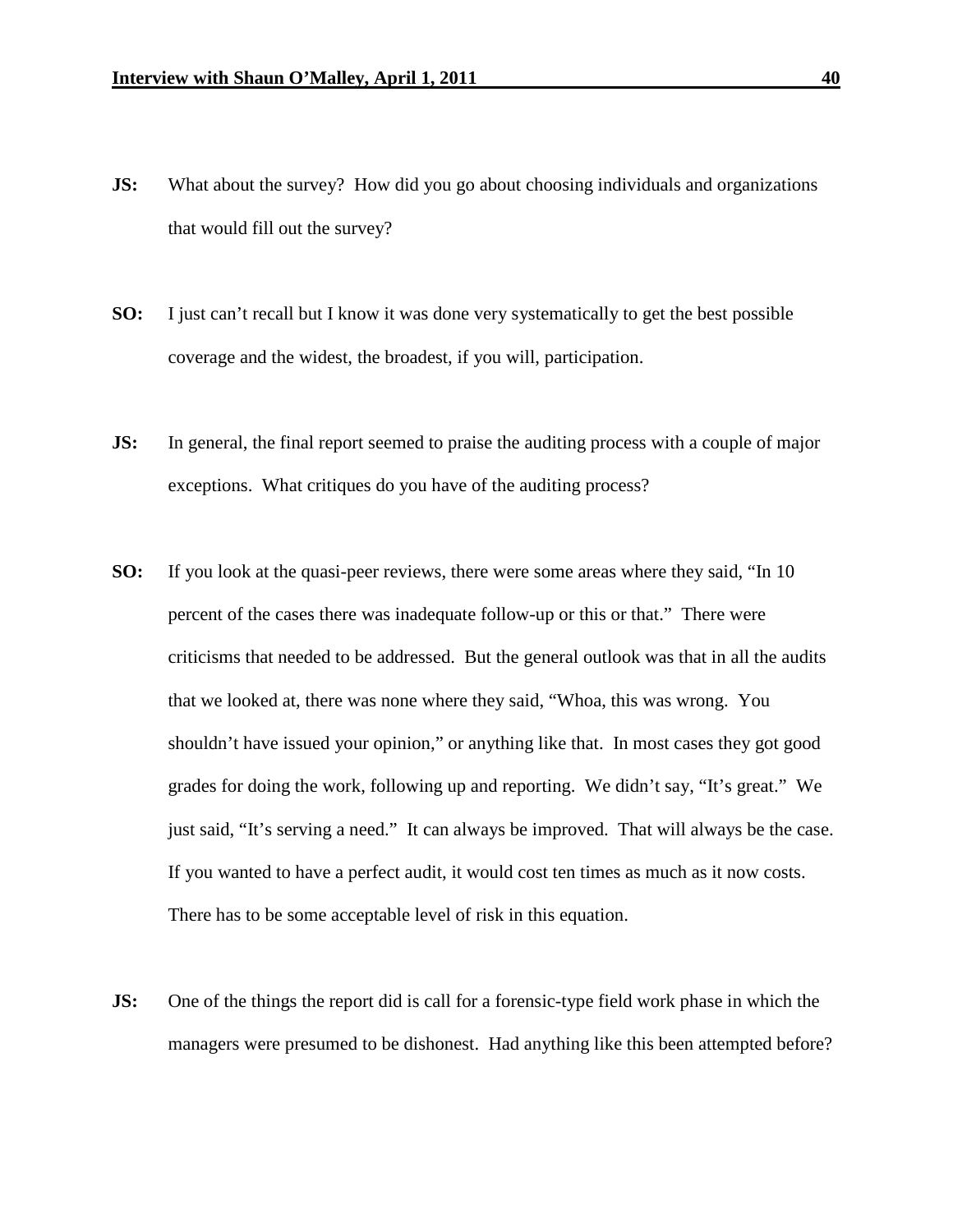**JS:** What about the survey? How did you go about choosing individuals and organizations that would fill out the survey?

**SO:** I just can't recall but I know it was done very systematically to get the best possible coverage and the widest, the broadest, if you will, participation.

**JS:** In general, the final report seemed to praise the auditing process with a couple of major exceptions. What critiques do you have of the auditing process?

**SO:** If you look at the quasi-peer reviews, there were some areas where they said, "In 10 percent of the cases there was inadequate follow-up or this or that." There were criticisms that needed to be addressed. But the general outlook was that in all the audits that we looked at, there was none where they said, "Whoa, this was wrong. You shouldn't have issued your opinion," or anything like that. In most cases they got good grades for doing the work, following up and reporting. We didn't say, "It's great." We just said, "It's serving a need." It can always be improved. That will always be the case. If you wanted to have a perfect audit, it would cost ten times as much as it now costs. There has to be some acceptable level of risk in this equation.

**JS:** One of the things the report did is call for a forensic-type field work phase in which the managers were presumed to be dishonest. Had anything like this been attempted before?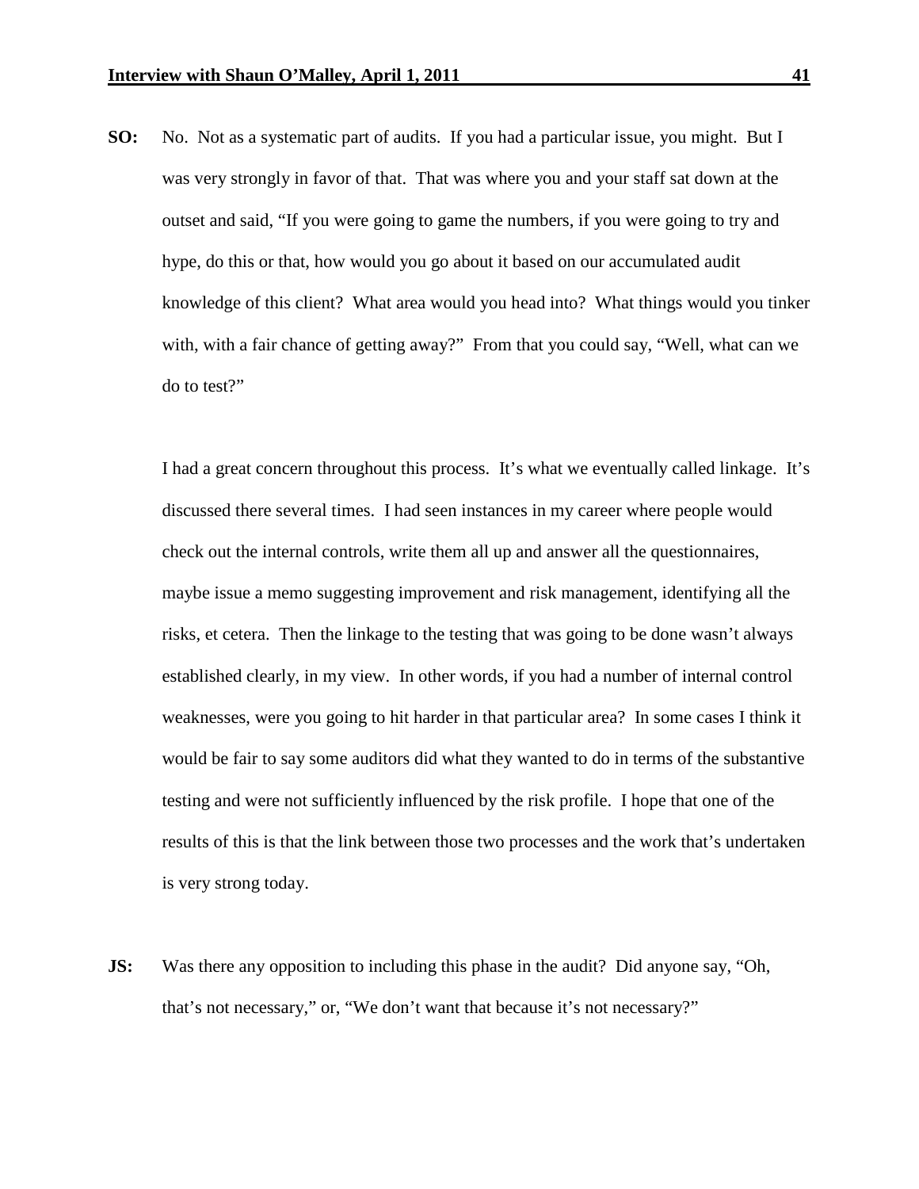**SO:** No. Not as a systematic part of audits. If you had a particular issue, you might. But I was very strongly in favor of that. That was where you and your staff sat down at the outset and said, "If you were going to game the numbers, if you were going to try and hype, do this or that, how would you go about it based on our accumulated audit knowledge of this client? What area would you head into? What things would you tinker with, with a fair chance of getting away?" From that you could say, "Well, what can we do to test?"

I had a great concern throughout this process. It's what we eventually called linkage. It's discussed there several times. I had seen instances in my career where people would check out the internal controls, write them all up and answer all the questionnaires, maybe issue a memo suggesting improvement and risk management, identifying all the risks, et cetera. Then the linkage to the testing that was going to be done wasn't always established clearly, in my view. In other words, if you had a number of internal control weaknesses, were you going to hit harder in that particular area? In some cases I think it would be fair to say some auditors did what they wanted to do in terms of the substantive testing and were not sufficiently influenced by the risk profile. I hope that one of the results of this is that the link between those two processes and the work that's undertaken is very strong today.

**JS:** Was there any opposition to including this phase in the audit? Did anyone say, "Oh, that's not necessary," or, "We don't want that because it's not necessary?"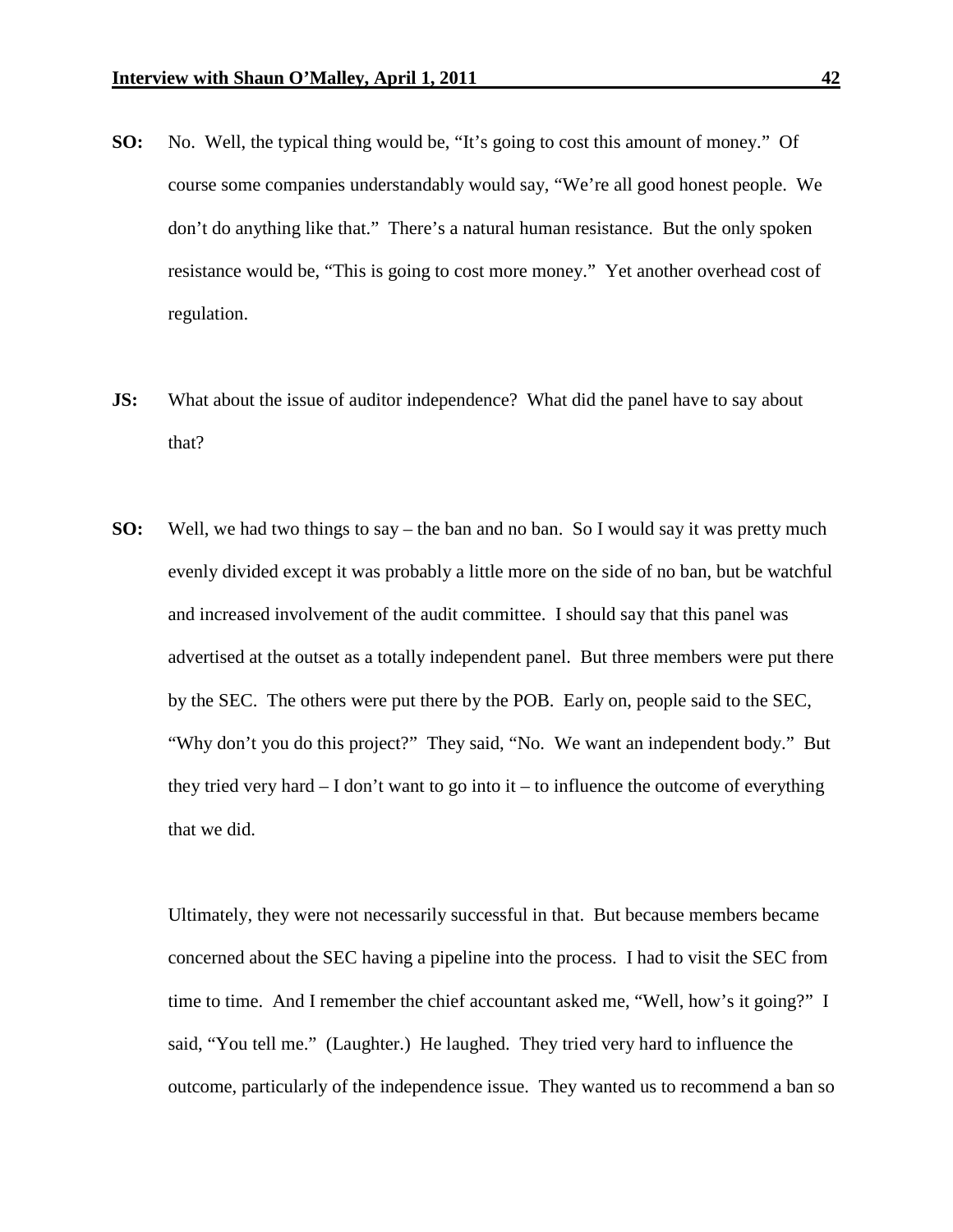**SO:** No. Well, the typical thing would be, "It's going to cost this amount of money." Of course some companies understandably would say, "We're all good honest people. We don't do anything like that." There's a natural human resistance. But the only spoken resistance would be, "This is going to cost more money." Yet another overhead cost of regulation.

**JS:** What about the issue of auditor independence? What did the panel have to say about that?

**SO:** Well, we had two things to say – the ban and no ban. So I would say it was pretty much evenly divided except it was probably a little more on the side of no ban, but be watchful and increased involvement of the audit committee. I should say that this panel was advertised at the outset as a totally independent panel. But three members were put there by the SEC. The others were put there by the POB. Early on, people said to the SEC, "Why don't you do this project?" They said, "No. We want an independent body." But they tried very hard – I don't want to go into it – to influence the outcome of everything that we did.

Ultimately, they were not necessarily successful in that. But because members became concerned about the SEC having a pipeline into the process. I had to visit the SEC from time to time. And I remember the chief accountant asked me, "Well, how's it going?" I said, "You tell me." (Laughter.) He laughed. They tried very hard to influence the outcome, particularly of the independence issue. They wanted us to recommend a ban so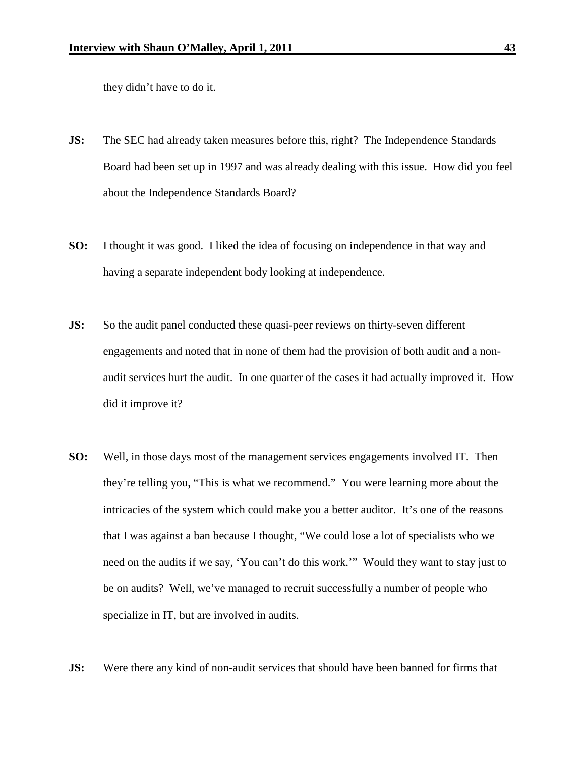they didn't have to do it.

**JS:** The SEC had already taken measures before this, right? The Independence Standards Board had been set up in 1997 and was already dealing with this issue. How did you feel about the Independence Standards Board?

**SO:** I thought it was good. I liked the idea of focusing on independence in that way and having a separate independent body looking at independence.

**JS:** So the audit panel conducted these quasi-peer reviews on thirty-seven different engagements and noted that in none of them had the provision of both audit and a non-audit services hurt the audit. In one quarter of the cases it had actually improved it. How did it improve it?

**SO:** Well, in those days most of the management services engagements involved IT. Then they're telling you, "This is what we recommend." You were learning more about the intricacies of the system which could make you a better auditor. It's one of the reasons that I was against a ban because I thought, "We could lose a lot of specialists who we need on the audits if we say, 'You can't do this work.'" Would they want to stay just to be on audits? Well, we've managed to recruit successfully a number of people who specialize in IT, but are involved in audits.

**JS:** Were there any kind of non-audit services that should have been banned for firms that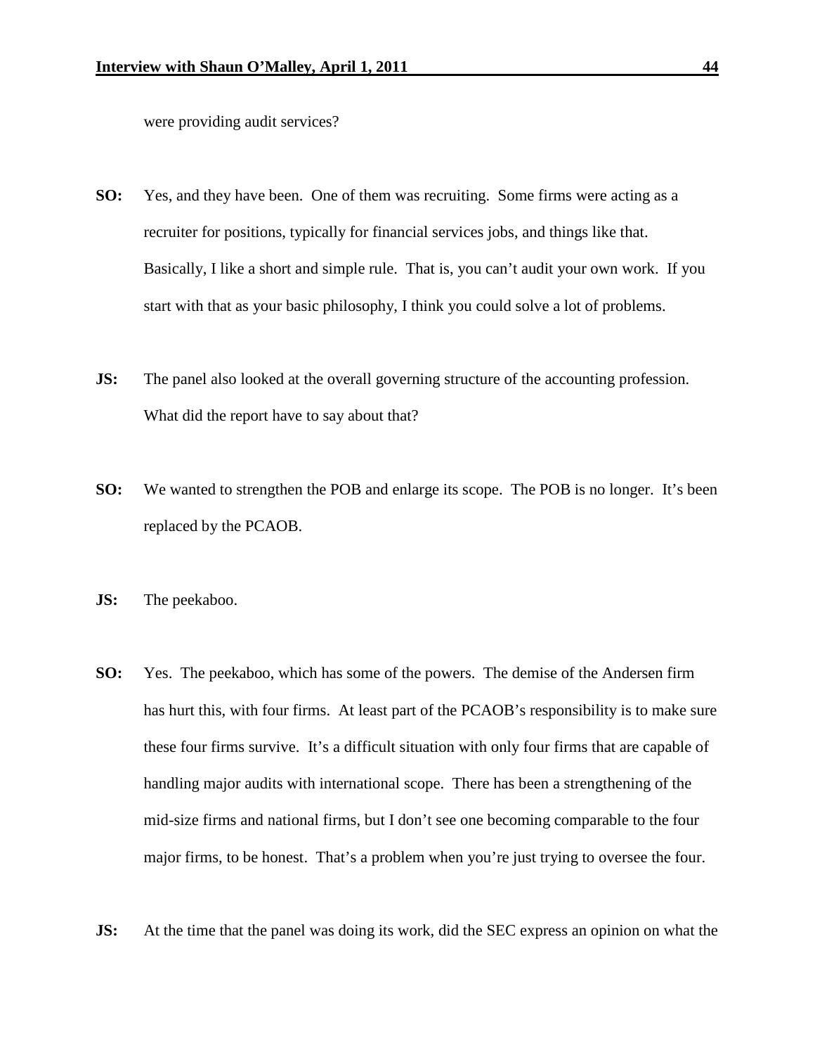were providing audit services?

**SO:** Yes, and they have been. One of them was recruiting. Some firms were acting as a recruiter for positions, typically for financial services jobs, and things like that. Basically, I like a short and simple rule. That is, you can't audit your own work. If you start with that as your basic philosophy, I think you could solve a lot of problems.

**JS:** The panel also looked at the overall governing structure of the accounting profession. What did the report have to say about that?

**SO:** We wanted to strengthen the POB and enlarge its scope. The POB is no longer. It's been replaced by the PCAOB.

**JS:** The peekaboo.

**SO:** Yes. The peekaboo, which has some of the powers. The demise of the Andersen firm has hurt this, with four firms. At least part of the PCAOB's responsibility is to make sure these four firms survive. It's a difficult situation with only four firms that are capable of handling major audits with international scope. There has been a strengthening of the mid-size firms and national firms, but I don't see one becoming comparable to the four major firms, to be honest. That's a problem when you're just trying to oversee the four.

**JS:** At the time that the panel was doing its work, did the SEC express an opinion on what the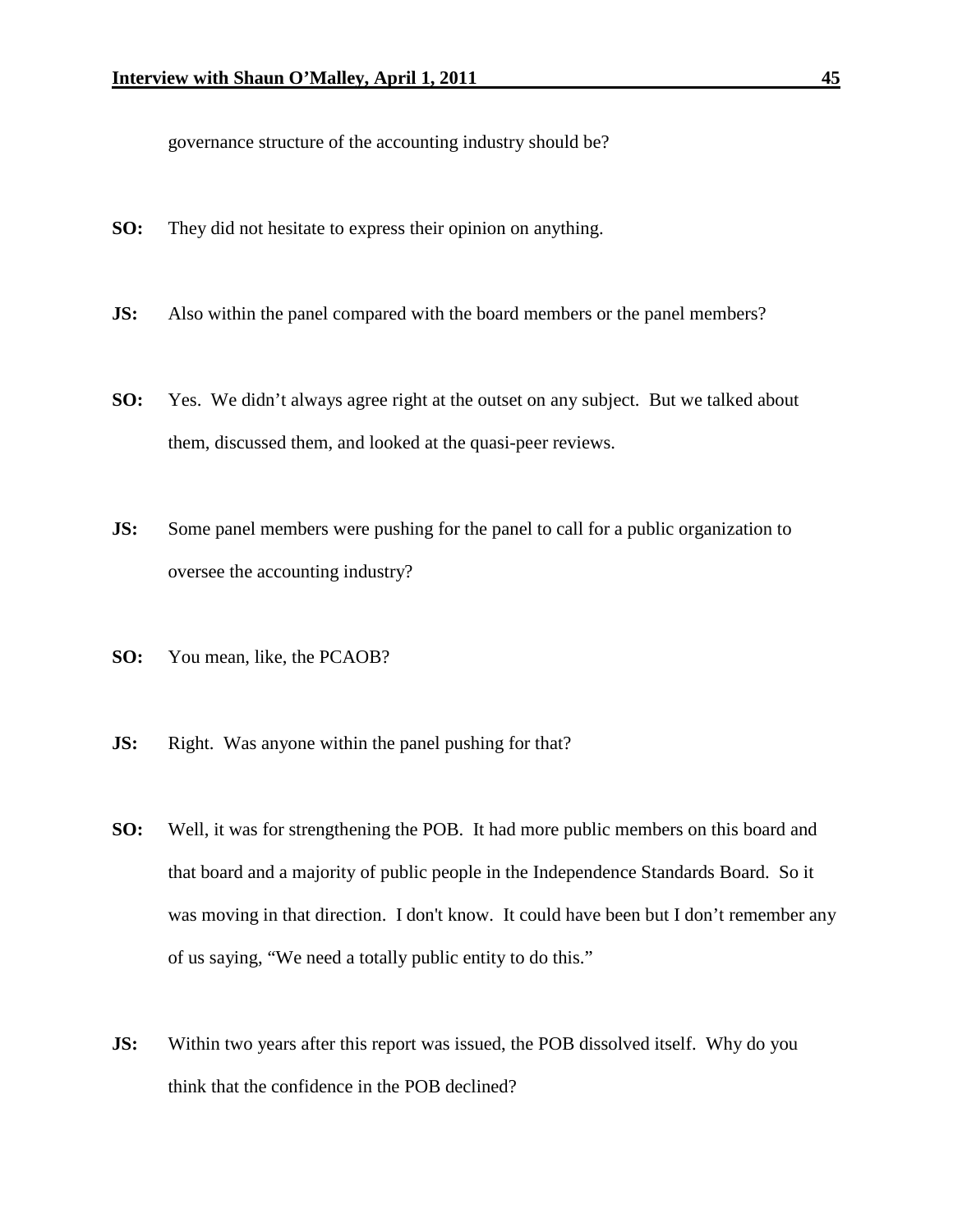governance structure of the accounting industry should be?

**SO:** They did not hesitate to express their opinion on anything.

**JS:** Also within the panel compared with the board members or the panel members?

**SO:** Yes. We didn't always agree right at the outset on any subject. But we talked about them, discussed them, and looked at the quasi-peer reviews.

**JS:** Some panel members were pushing for the panel to call for a public organization to oversee the accounting industry?

**SO:** You mean, like, the PCAOB?

**JS:** Right. Was anyone within the panel pushing for that?

**SO:** Well, it was for strengthening the POB. It had more public members on this board and that board and a majority of public people in the Independence Standards Board. So it was moving in that direction. I don't know. It could have been but I don't remember any of us saying, "We need a totally public entity to do this."

**JS:** Within two years after this report was issued, the POB dissolved itself. Why do you think that the confidence in the POB declined?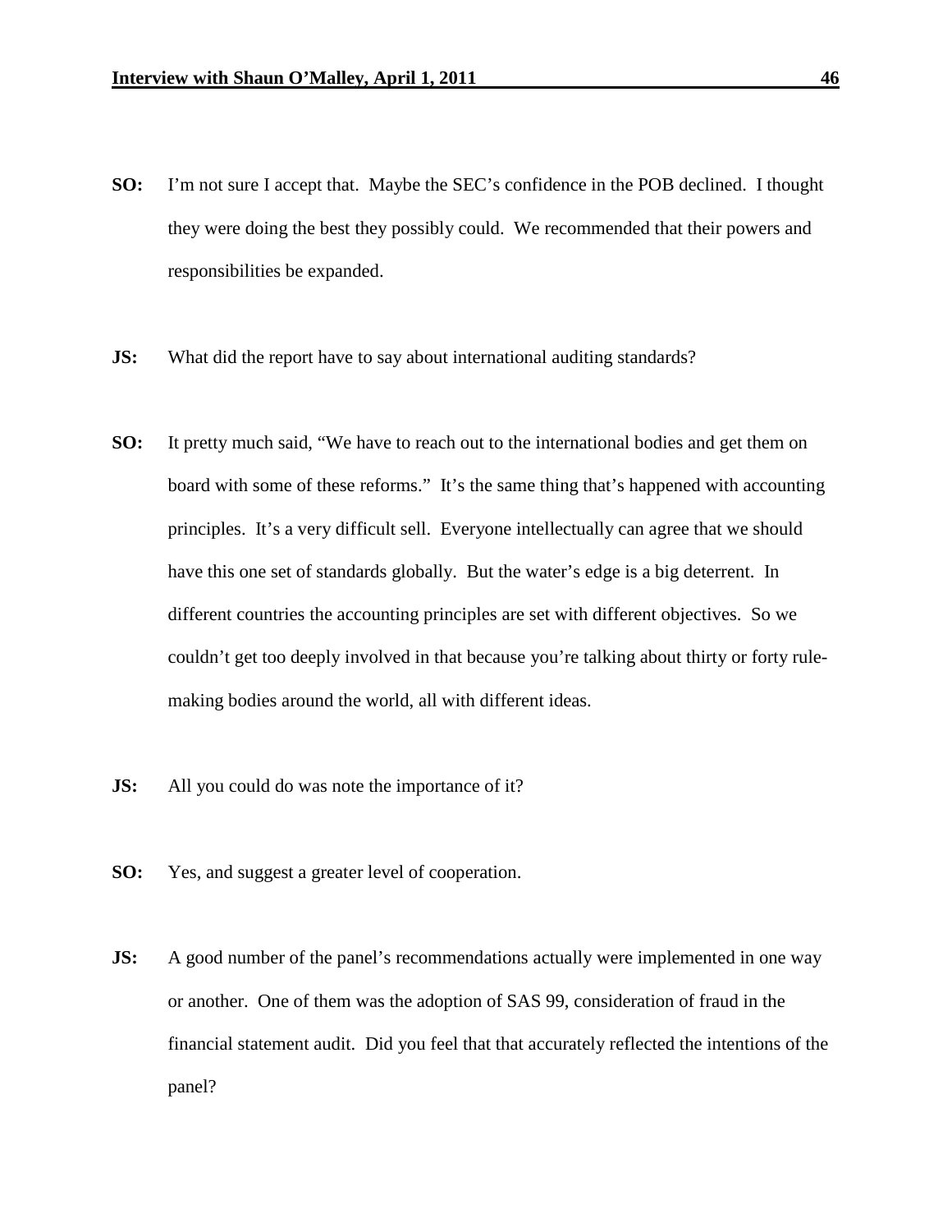**SO:** I'm not sure I accept that. Maybe the SEC's confidence in the POB declined. I thought they were doing the best they possibly could. We recommended that their powers and responsibilities be expanded.

**JS:** What did the report have to say about international auditing standards?

**SO:** It pretty much said, "We have to reach out to the international bodies and get them on board with some of these reforms." It's the same thing that's happened with accounting principles. It's a very difficult sell. Everyone intellectually can agree that we should have this one set of standards globally. But the water's edge is a big deterrent. In different countries the accounting principles are set with different objectives. So we couldn't get too deeply involved in that because you're talking about thirty or forty rule-making bodies around the world, all with different ideas.

**JS:** All you could do was note the importance of it?

**SO:** Yes, and suggest a greater level of cooperation.

**JS:** A good number of the panel's recommendations actually were implemented in one way or another. One of them was the adoption of SAS 99, consideration of fraud in the financial statement audit. Did you feel that that accurately reflected the intentions of the panel?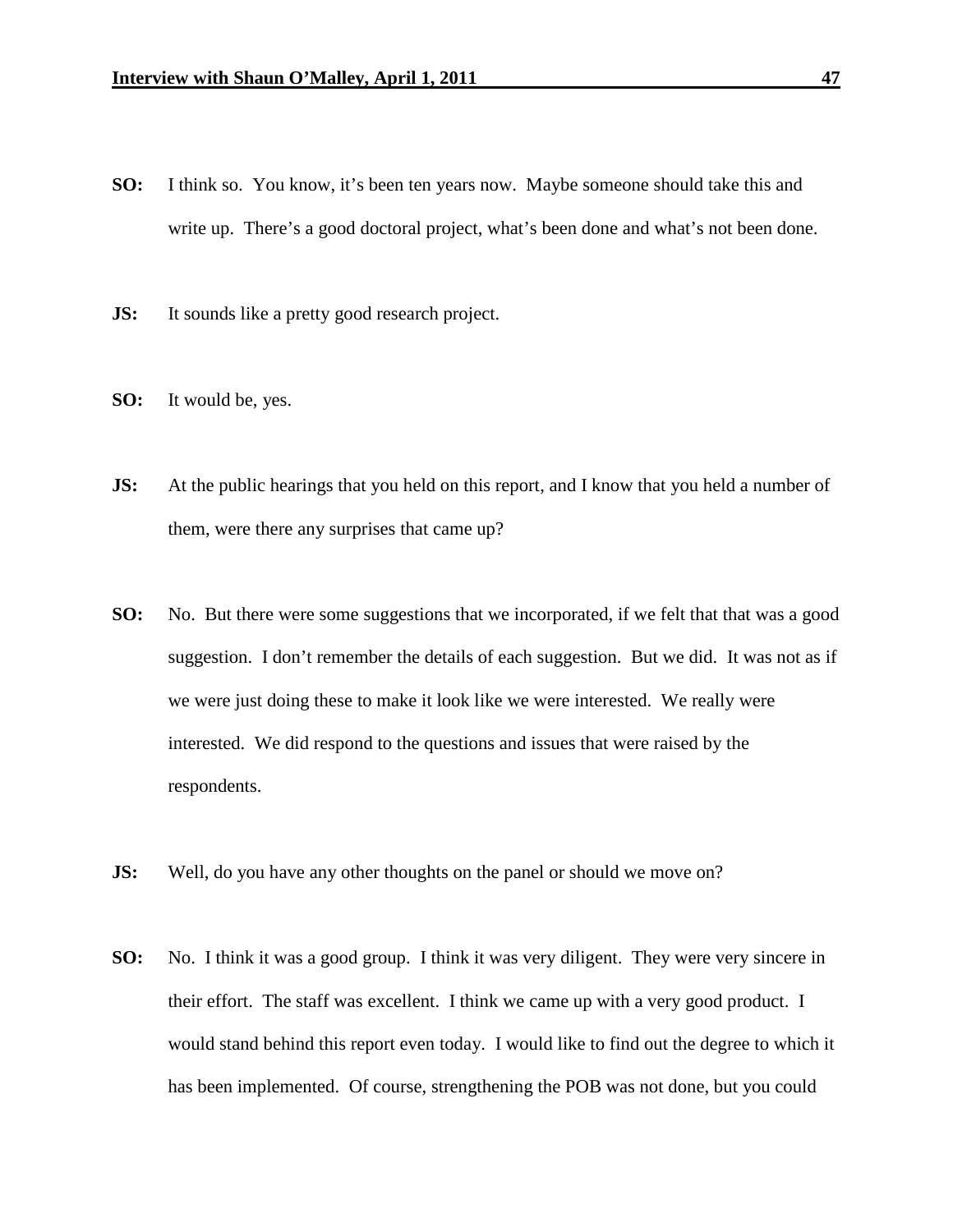**SO:** I think so. You know, it's been ten years now. Maybe someone should take this and write up. There's a good doctoral project, what's been done and what's not been done.

**JS:** It sounds like a pretty good research project.

**SO:** It would be, yes.

**JS:** At the public hearings that you held on this report, and I know that you held a number of them, were there any surprises that came up?

**SO:** No. But there were some suggestions that we incorporated, if we felt that that was a good suggestion. I don't remember the details of each suggestion. But we did. It was not as if we were just doing these to make it look like we were interested. We really were interested. We did respond to the questions and issues that were raised by the respondents.

**JS:** Well, do you have any other thoughts on the panel or should we move on?

**SO:** No. I think it was a good group. I think it was very diligent. They were very sincere in their effort. The staff was excellent. I think we came up with a very good product. I would stand behind this report even today. I would like to find out the degree to which it has been implemented. Of course, strengthening the POB was not done, but you could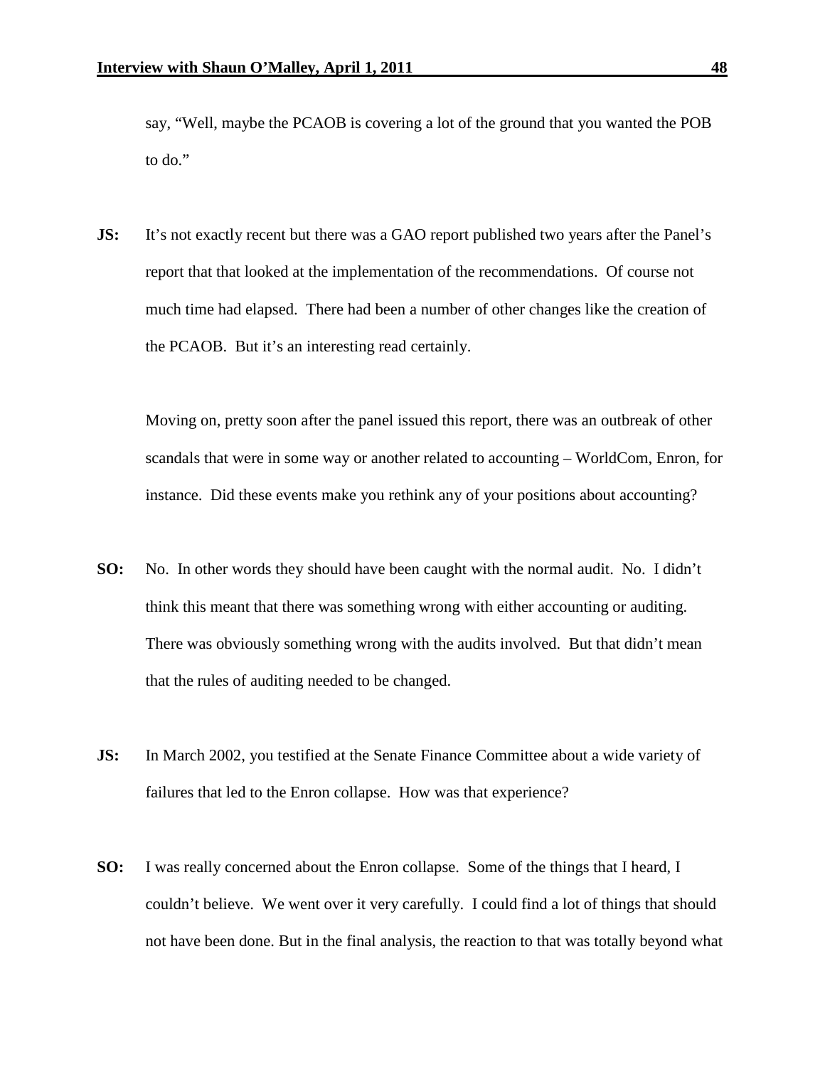say, "Well, maybe the PCAOB is covering a lot of the ground that you wanted the POB to do."

**JS:** It's not exactly recent but there was a GAO report published two years after the Panel's report that that looked at the implementation of the recommendations. Of course not much time had elapsed. There had been a number of other changes like the creation of the PCAOB. But it's an interesting read certainly.

Moving on, pretty soon after the panel issued this report, there was an outbreak of other scandals that were in some way or another related to accounting – WorldCom, Enron, for instance. Did these events make you rethink any of your positions about accounting?

**SO:** No. In other words they should have been caught with the normal audit. No. I didn't think this meant that there was something wrong with either accounting or auditing. There was obviously something wrong with the audits involved. But that didn't mean that the rules of auditing needed to be changed.

**JS:** In March 2002, you testified at the Senate Finance Committee about a wide variety of failures that led to the Enron collapse. How was that experience?

**SO:** I was really concerned about the Enron collapse. Some of the things that I heard, I couldn't believe. We went over it very carefully. I could find a lot of things that should not have been done. But in the final analysis, the reaction to that was totally beyond what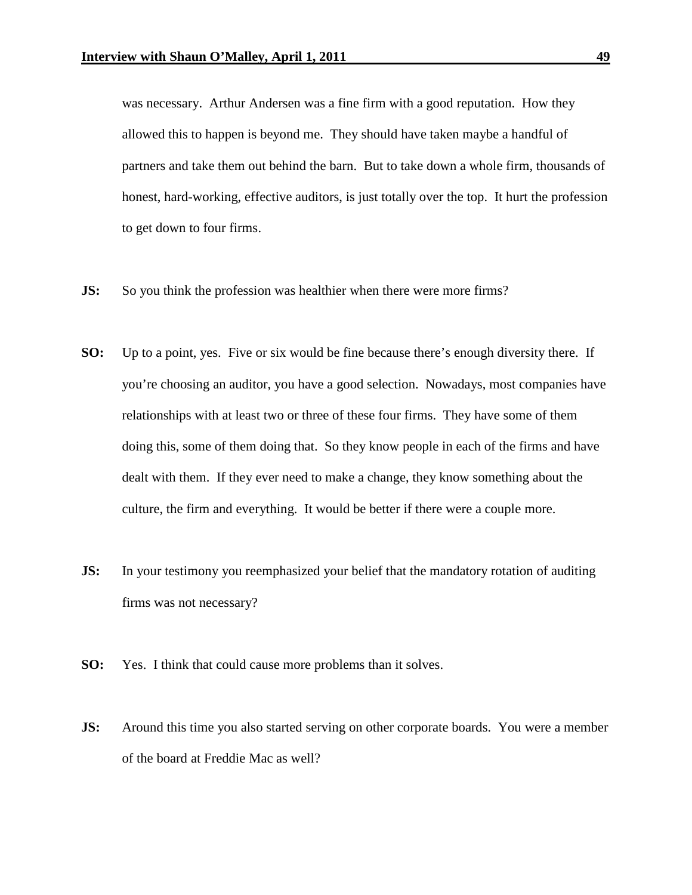was necessary. Arthur Andersen was a fine firm with a good reputation. How they allowed this to happen is beyond me. They should have taken maybe a handful of partners and take them out behind the barn. But to take down a whole firm, thousands of honest, hard-working, effective auditors, is just totally over the top. It hurt the profession to get down to four firms.

**JS:** So you think the profession was healthier when there were more firms?

**SO:** Up to a point, yes. Five or six would be fine because there's enough diversity there. If you're choosing an auditor, you have a good selection. Nowadays, most companies have relationships with at least two or three of these four firms. They have some of them doing this, some of them doing that. So they know people in each of the firms and have dealt with them. If they ever need to make a change, they know something about the culture, the firm and everything. It would be better if there were a couple more.

**JS:** In your testimony you reemphasized your belief that the mandatory rotation of auditing firms was not necessary?

**SO:** Yes. I think that could cause more problems than it solves.

**JS:** Around this time you also started serving on other corporate boards. You were a member of the board at Freddie Mac as well?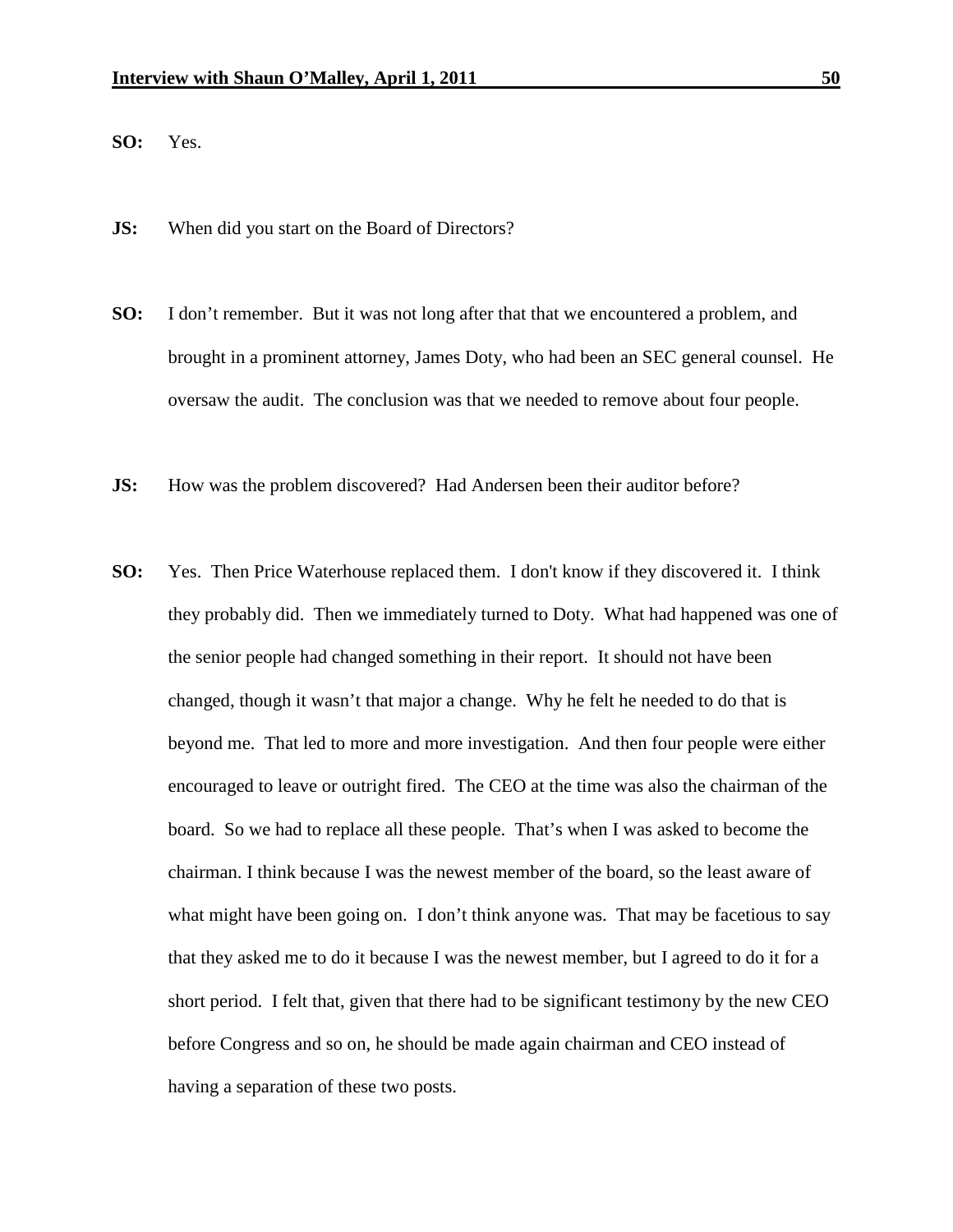**SO:** Yes.

**JS:** When did you start on the Board of Directors?

**SO:** I don't remember. But it was not long after that that we encountered a problem, and brought in a prominent attorney, James Doty, who had been an SEC general counsel. He oversaw the audit. The conclusion was that we needed to remove about four people.

**JS:** How was the problem discovered? Had Andersen been their auditor before?

**SO:** Yes. Then Price Waterhouse replaced them. I don't know if they discovered it. I think they probably did. Then we immediately turned to Doty. What had happened was one of the senior people had changed something in their report. It should not have been changed, though it wasn't that major a change. Why he felt he needed to do that is beyond me. That led to more and more investigation. And then four people were either encouraged to leave or outright fired. The CEO at the time was also the chairman of the board. So we had to replace all these people. That's when I was asked to become the chairman. I think because I was the newest member of the board, so the least aware of what might have been going on. I don't think anyone was. That may be facetious to say that they asked me to do it because I was the newest member, but I agreed to do it for a short period. I felt that, given that there had to be significant testimony by the new CEO before Congress and so on, he should be made again chairman and CEO instead of having a separation of these two posts.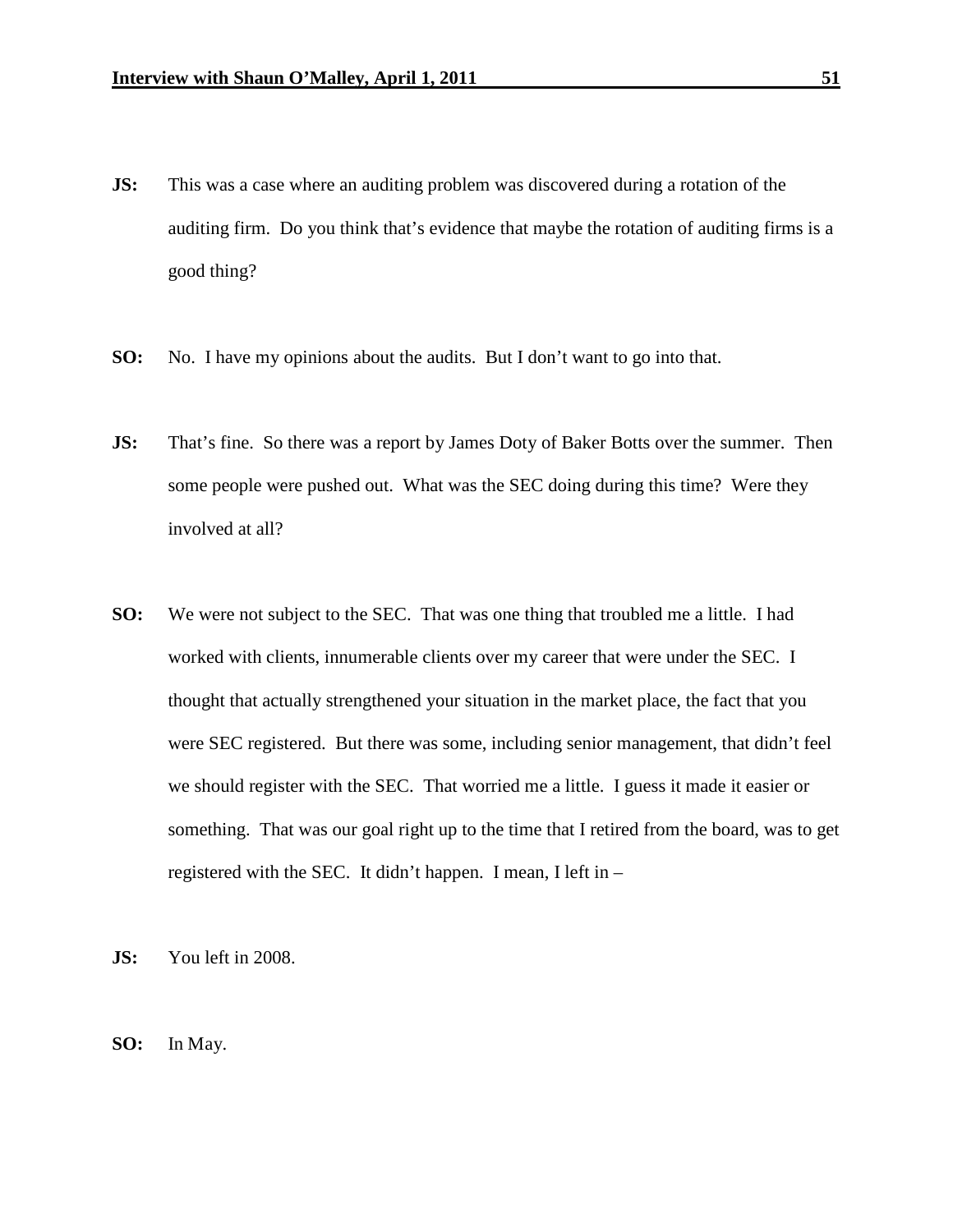**JS:** This was a case where an auditing problem was discovered during a rotation of the auditing firm. Do you think that's evidence that maybe the rotation of auditing firms is a good thing?

**SO:** No. I have my opinions about the audits. But I don't want to go into that.

**JS:** That's fine. So there was a report by James Doty of Baker Botts over the summer. Then some people were pushed out. What was the SEC doing during this time? Were they involved at all?

**SO:** We were not subject to the SEC. That was one thing that troubled me a little. I had worked with clients, innumerable clients over my career that were under the SEC. I thought that actually strengthened your situation in the market place, the fact that you were SEC registered. But there was some, including senior management, that didn't feel we should register with the SEC. That worried me a little. I guess it made it easier or something. That was our goal right up to the time that I retired from the board, was to get registered with the SEC. It didn't happen. I mean, I left in –

**JS:** You left in 2008.

**SO:** In May.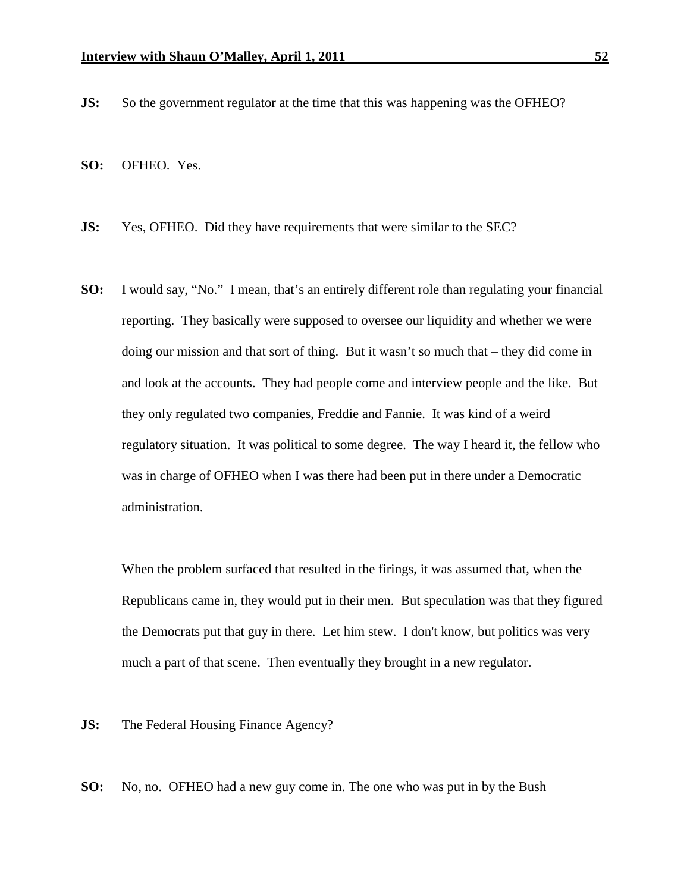**JS:** So the government regulator at the time that this was happening was the OFHEO?

**SO:** OFHEO. Yes.

**JS:** Yes, OFHEO. Did they have requirements that were similar to the SEC?

**SO:** I would say, "No." I mean, that's an entirely different role than regulating your financial reporting. They basically were supposed to oversee our liquidity and whether we were doing our mission and that sort of thing. But it wasn't so much that – they did come in and look at the accounts. They had people come and interview people and the like. But they only regulated two companies, Freddie and Fannie. It was kind of a weird regulatory situation. It was political to some degree. The way I heard it, the fellow who was in charge of OFHEO when I was there had been put in there under a Democratic administration.

When the problem surfaced that resulted in the firings, it was assumed that, when the Republicans came in, they would put in their men. But speculation was that they figured the Democrats put that guy in there. Let him stew. I don't know, but politics was very much a part of that scene. Then eventually they brought in a new regulator.

**JS:** The Federal Housing Finance Agency?

**SO:** No, no. OFHEO had a new guy come in. The one who was put in by the Bush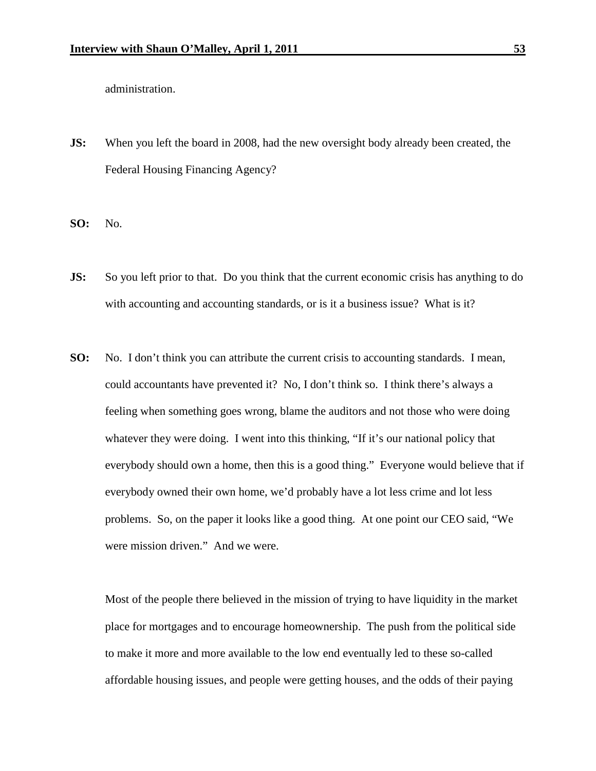administration.

**JS:** When you left the board in 2008, had the new oversight body already been created, the Federal Housing Financing Agency?

**SO:** No.

**JS:** So you left prior to that. Do you think that the current economic crisis has anything to do with accounting and accounting standards, or is it a business issue? What is it?

**SO:** No. I don't think you can attribute the current crisis to accounting standards. I mean, could accountants have prevented it? No, I don't think so. I think there's always a feeling when something goes wrong, blame the auditors and not those who were doing whatever they were doing. I went into this thinking, "If it's our national policy that everybody should own a home, then this is a good thing." Everyone would believe that if everybody owned their own home, we'd probably have a lot less crime and lot less problems. So, on the paper it looks like a good thing. At one point our CEO said, "We were mission driven." And we were.

Most of the people there believed in the mission of trying to have liquidity in the market place for mortgages and to encourage homeownership. The push from the political side to make it more and more available to the low end eventually led to these so-called affordable housing issues, and people were getting houses, and the odds of their paying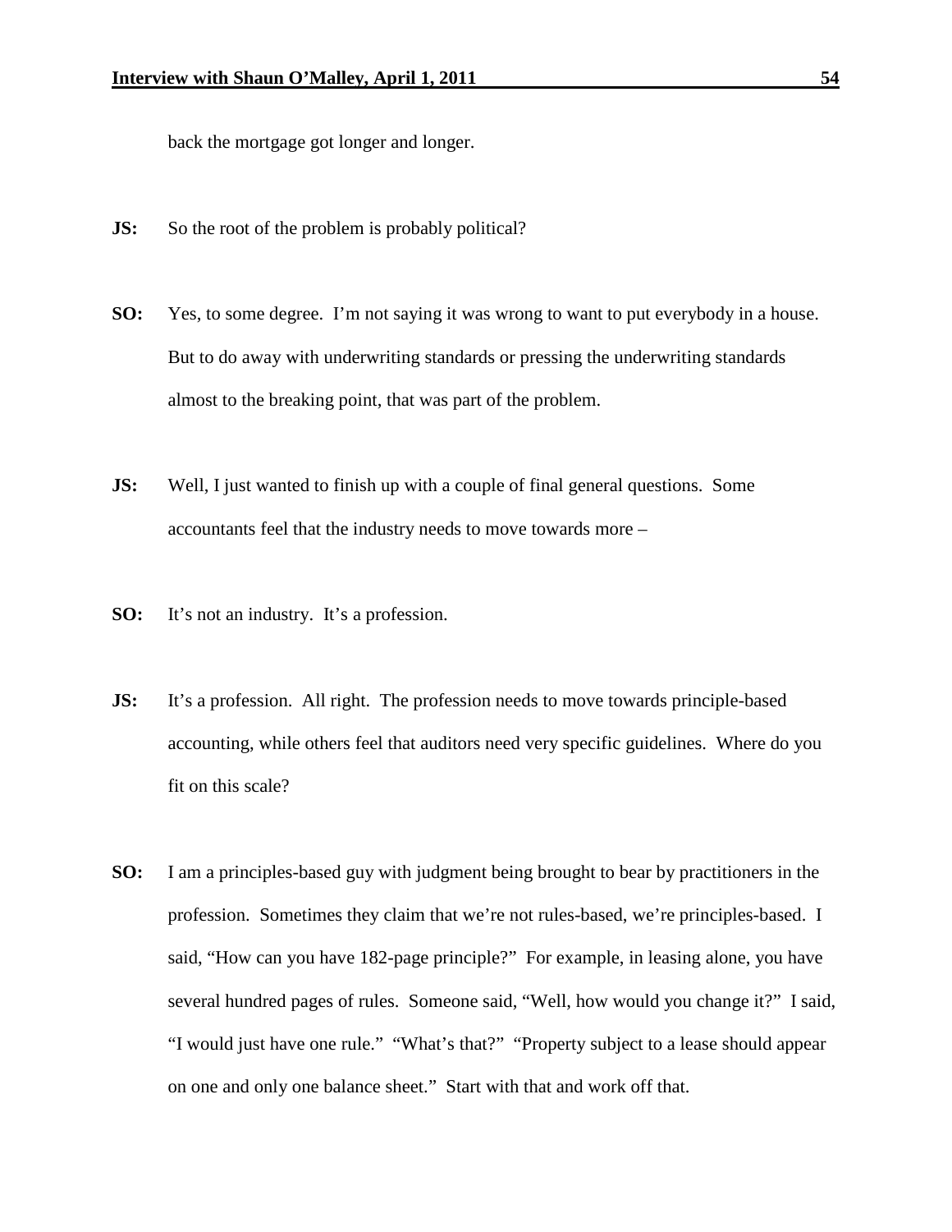back the mortgage got longer and longer.

**JS:** So the root of the problem is probably political?

**SO:** Yes, to some degree. I'm not saying it was wrong to want to put everybody in a house. But to do away with underwriting standards or pressing the underwriting standards almost to the breaking point, that was part of the problem.

**JS:** Well, I just wanted to finish up with a couple of final general questions. Some accountants feel that the industry needs to move towards more –

**SO:** It's not an industry. It's a profession.

**JS:** It's a profession. All right. The profession needs to move towards principle-based accounting, while others feel that auditors need very specific guidelines. Where do you fit on this scale?

**SO:** I am a principles-based guy with judgment being brought to bear by practitioners in the profession. Sometimes they claim that we're not rules-based, we're principles-based. I said, "How can you have 182-page principle?" For example, in leasing alone, you have several hundred pages of rules. Someone said, "Well, how would you change it?" I said, "I would just have one rule." "What's that?" "Property subject to a lease should appear on one and only one balance sheet." Start with that and work off that.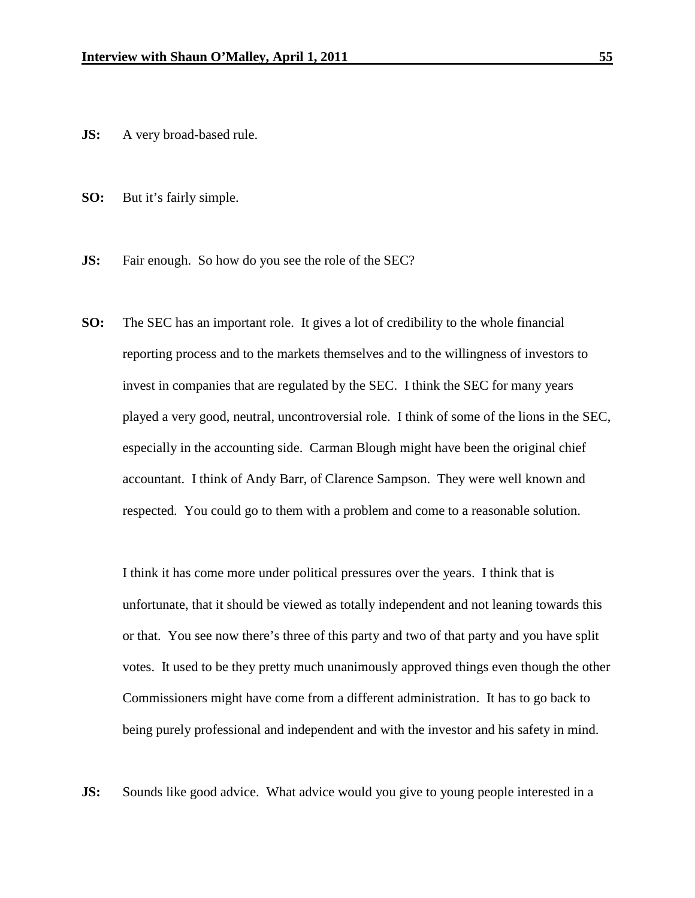**JS:** A very broad-based rule.

**SO:** But it's fairly simple.

**JS:** Fair enough. So how do you see the role of the SEC?

**SO:** The SEC has an important role. It gives a lot of credibility to the whole financial reporting process and to the markets themselves and to the willingness of investors to invest in companies that are regulated by the SEC. I think the SEC for many years played a very good, neutral, uncontroversial role. I think of some of the lions in the SEC, especially in the accounting side. Carman Blough might have been the original chief accountant. I think of Andy Barr, of Clarence Sampson. They were well known and respected. You could go to them with a problem and come to a reasonable solution.

I think it has come more under political pressures over the years. I think that is unfortunate, that it should be viewed as totally independent and not leaning towards this or that. You see now there's three of this party and two of that party and you have split votes. It used to be they pretty much unanimously approved things even though the other Commissioners might have come from a different administration. It has to go back to being purely professional and independent and with the investor and his safety in mind.

**JS:** Sounds like good advice. What advice would you give to young people interested in a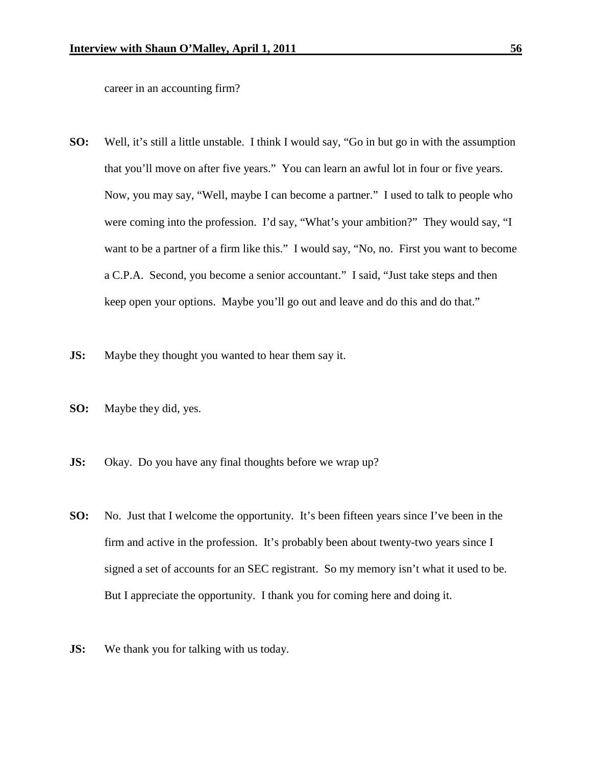career in an accounting firm?

**SO:** Well, it's still a little unstable. I think I would say, "Go in but go in with the assumption that you'll move on after five years." You can learn an awful lot in four or five years. Now, you may say, "Well, maybe I can become a partner." I used to talk to people who were coming into the profession. I'd say, "What's your ambition?" They would say, "I want to be a partner of a firm like this." I would say, "No, no. First you want to become a C.P.A. Second, you become a senior accountant." I said, "Just take steps and then keep open your options. Maybe you'll go out and leave and do this and do that."

**JS:** Maybe they thought you wanted to hear them say it.

**SO:** Maybe they did, yes.

**JS:** Okay. Do you have any final thoughts before we wrap up?

**SO:** No. Just that I welcome the opportunity. It's been fifteen years since I've been in the firm and active in the profession. It's probably been about twenty-two years since I signed a set of accounts for an SEC registrant. So my memory isn't what it used to be. But I appreciate the opportunity. I thank you for coming here and doing it.

**JS:** We thank you for talking with us today.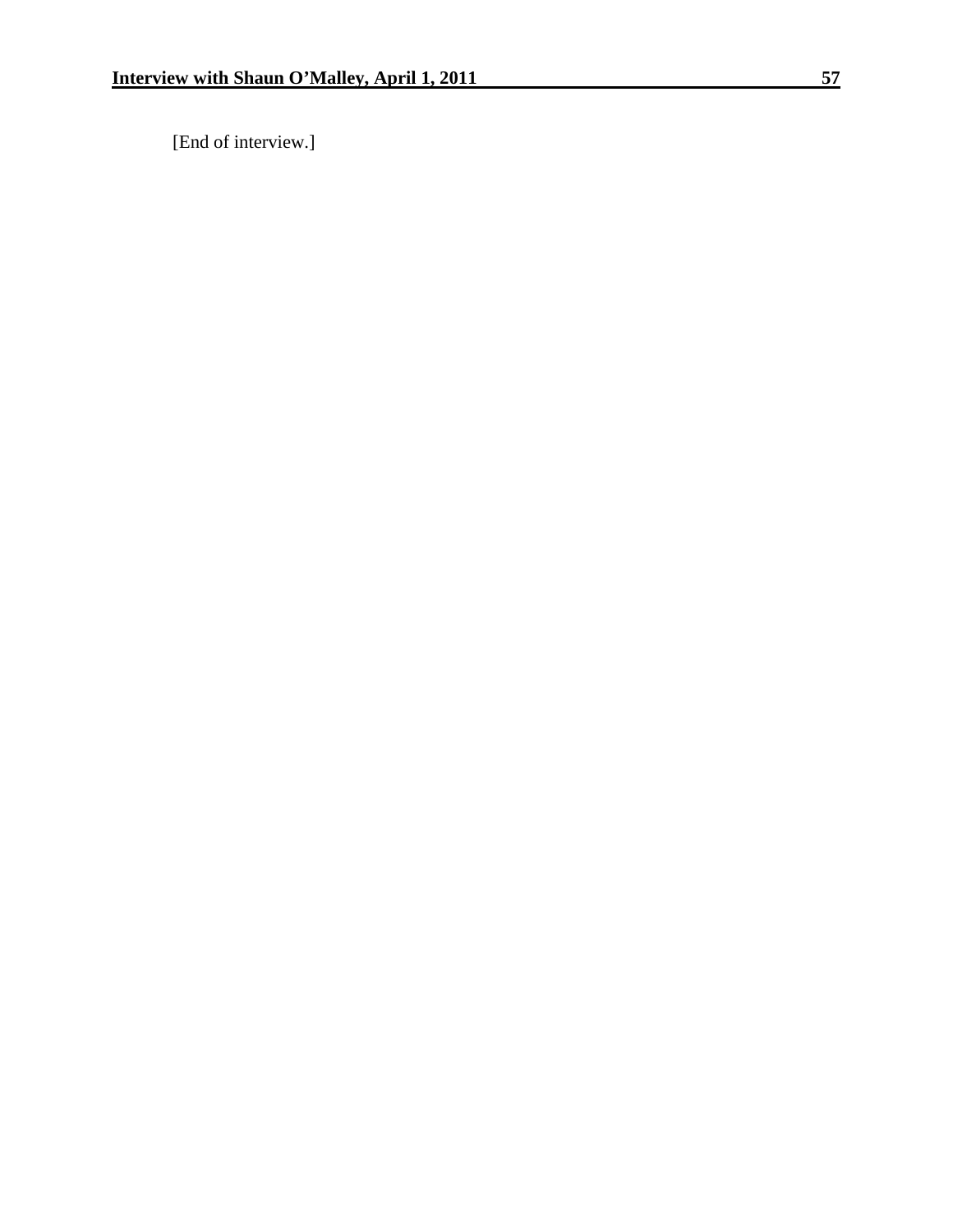[End of interview.]